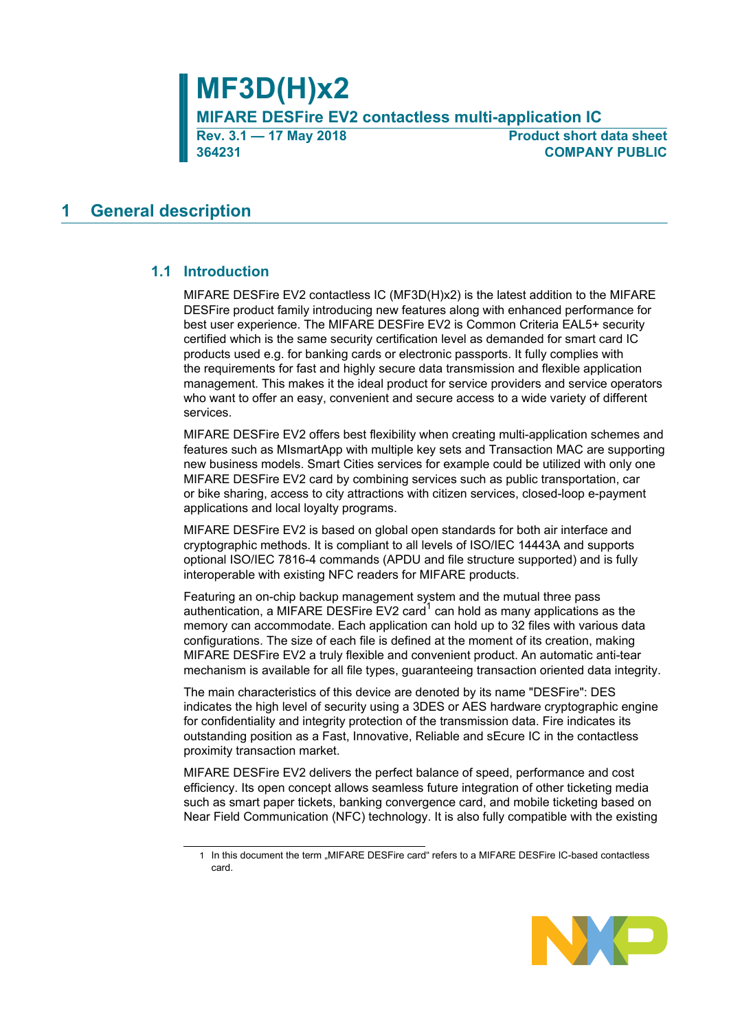# MF3D(H)x2

**MIFARE DESFire EV2 contactless multi-application IC**

**Rev. 3.1 — 17 May 2018**
**364231**

**Product short data sheet**
**COMPANY PUBLIC**

## 1 General description

### 1.1 Introduction

MIFARE DESFire EV2 contactless IC (MF3D(H)x2) is the latest addition to the MIFARE DESFire product family introducing new features along with enhanced performance for best user experience. The MIFARE DESFire EV2 is Common Criteria EAL5+ security certified which is the same security certification level as demanded for smart card IC products used e.g. for banking cards or electronic passports. It fully complies with the requirements for fast and highly secure data transmission and flexible application management. This makes it the ideal product for service providers and service operators who want to offer an easy, convenient and secure access to a wide variety of different services.

MIFARE DESFire EV2 offers best flexibility when creating multi-application schemes and features such as MIsmartApp with multiple key sets and Transaction MAC are supporting new business models. Smart Cities services for example could be utilized with only one MIFARE DESFire EV2 card by combining services such as public transportation, car or bike sharing, access to city attractions with citizen services, closed-loop e-payment applications and local loyalty programs.

MIFARE DESFire EV2 is based on global open standards for both air interface and cryptographic methods. It is compliant to all levels of ISO/IEC 14443A and supports optional ISO/IEC 7816-4 commands (APDU and file structure supported) and is fully interoperable with existing NFC readers for MIFARE products.

Featuring an on-chip backup management system and the mutual three pass authentication, a MIFARE DESFire EV2 card[1] can hold as many applications as the memory can accommodate. Each application can hold up to 32 files with various data configurations. The size of each file is defined at the moment of its creation, making MIFARE DESFire EV2 a truly flexible and convenient product. An automatic anti-tear mechanism is available for all file types, guaranteeing transaction oriented data integrity.

The main characteristics of this device are denoted by its name "DESFire": DES indicates the high level of security using a 3DES or AES hardware cryptographic engine for confidentiality and integrity protection of the transmission data. Fire indicates its outstanding position as a Fast, Innovative, Reliable and sEcure IC in the contactless proximity transaction market.

MIFARE DESFire EV2 delivers the perfect balance of speed, performance and cost efficiency. Its open concept allows seamless future integration of other ticketing media such as smart paper tickets, banking convergence card, and mobile ticketing based on Near Field Communication (NFC) technology. It is also fully compatible with the existing

---

1 In this document the term „MIFARE DESFire card" refers to a MIFARE DESFire IC-based contactless card.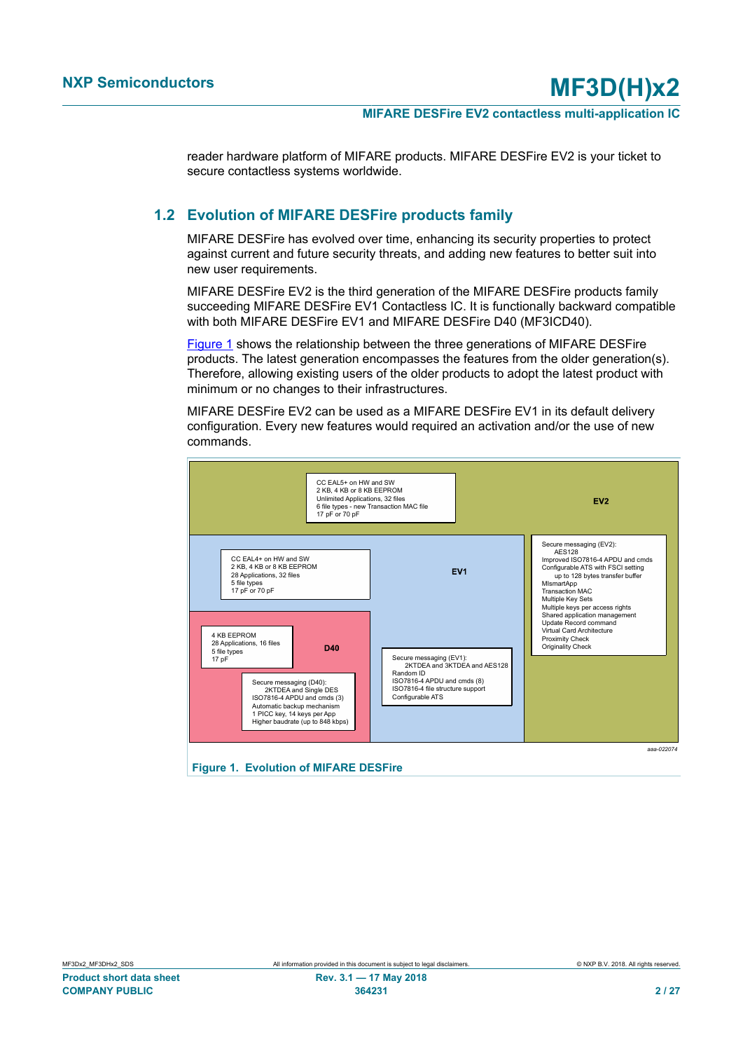reader hardware platform of MIFARE products. MIFARE DESFire EV2 is your ticket to secure contactless systems worldwide.

## 1.2 Evolution of MIFARE DESFire products family

MIFARE DESFire has evolved over time, enhancing its security properties to protect against current and future security threats, and adding new features to better suit into new user requirements.

MIFARE DESFire EV2 is the third generation of the MIFARE DESFire products family succeeding MIFARE DESFire EV1 Contactless IC. It is functionally backward compatible with both MIFARE DESFire EV1 and MIFARE DESFire D40 (MF3ICD40).

Figure 1 shows the relationship between the three generations of MIFARE DESFire products. The latest generation encompasses the features from the older generation(s). Therefore, allowing existing users of the older products to adopt the latest product with minimum or no changes to their infrastructures.

MIFARE DESFire EV2 can be used as a MIFARE DESFire EV1 in its default delivery configuration. Every new features would required an activation and/or the use of new commands.

**EV2**

CC EAL5+ on HW and SW
2 KB, 4 KB or 8 KB EEPROM
Unlimited Applications, 32 files
6 file types - new Transaction MAC file
17 pF or 70 pF

Secure messaging (EV2):
AES128
Improved ISO7816-4 APDU and cmds
Configurable ATS with FSCI setting
up to 128 bytes transfer buffer
MIsmartApp
Transaction MAC
Multiple Key Sets
Multiple keys per access rights
Shared application management
Update Record command
Virtual Card Architecture
Proximity Check
Originality Check

**EV1**

CC EAL4+ on HW and SW
2 KB, 4 KB or 8 KB EEPROM
28 Applications, 32 files
5 file types
17 pF or 70 pF

Secure messaging (EV1):
2KTDEA and 3KTDEA and AES128
Random ID
ISO7816-4 APDU and cmds (8)
ISO7816-4 file structure support
Configurable ATS

**D40**

4 KB EEPROM
28 Applications, 16 files
5 file types
17 pF

Secure messaging (D40):
2KTDEA and Single DES
ISO7816-4 APDU and cmds (3)
Automatic backup mechanism
1 PICC key, 14 keys per App
Higher baudrate (up to 848 kbps)

aaa-022074

**Figure 1. Evolution of MIFARE DESFire**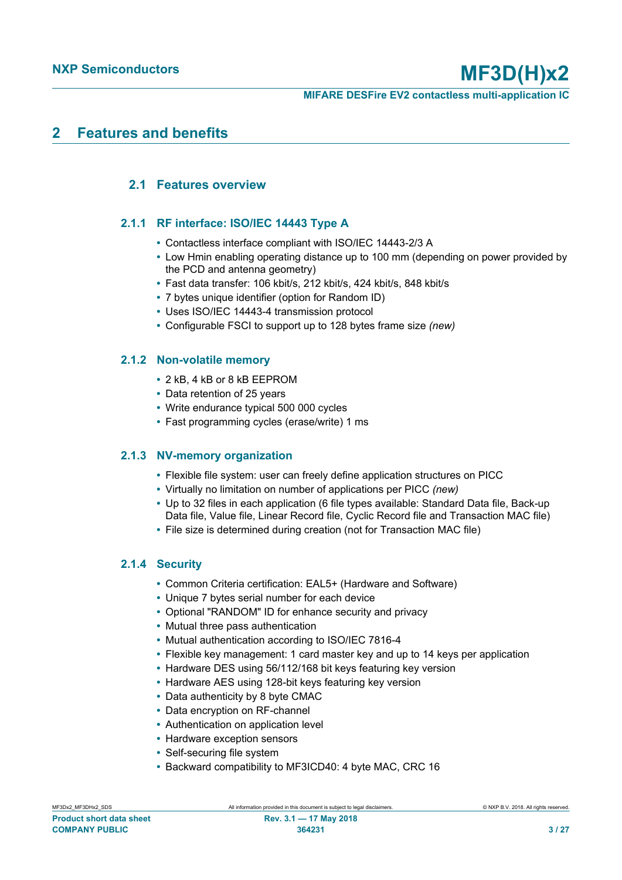## 2 Features and benefits

### 2.1 Features overview

#### 2.1.1 RF interface: ISO/IEC 14443 Type A

- Contactless interface compliant with ISO/IEC 14443-2/3 A
- Low Hmin enabling operating distance up to 100 mm (depending on power provided by the PCD and antenna geometry)
- Fast data transfer: 106 kbit/s, 212 kbit/s, 424 kbit/s, 848 kbit/s
- 7 bytes unique identifier (option for Random ID)
- Uses ISO/IEC 14443-4 transmission protocol
- Configurable FSCI to support up to 128 bytes frame size *(new)*

#### 2.1.2 Non-volatile memory

- 2 kB, 4 kB or 8 kB EEPROM
- Data retention of 25 years
- Write endurance typical 500 000 cycles
- Fast programming cycles (erase/write) 1 ms

#### 2.1.3 NV-memory organization

- Flexible file system: user can freely define application structures on PICC
- Virtually no limitation on number of applications per PICC *(new)*
- Up to 32 files in each application (6 file types available: Standard Data file, Back-up Data file, Value file, Linear Record file, Cyclic Record file and Transaction MAC file)
- File size is determined during creation (not for Transaction MAC file)

#### 2.1.4 Security

- Common Criteria certification: EAL5+ (Hardware and Software)
- Unique 7 bytes serial number for each device
- Optional "RANDOM" ID for enhance security and privacy
- Mutual three pass authentication
- Mutual authentication according to ISO/IEC 7816-4
- Flexible key management: 1 card master key and up to 14 keys per application
- Hardware DES using 56/112/168 bit keys featuring key version
- Hardware AES using 128-bit keys featuring key version
- Data authenticity by 8 byte CMAC
- Data encryption on RF-channel
- Authentication on application level
- Hardware exception sensors
- Self-securing file system
- Backward compatibility to MF3ICD40: 4 byte MAC, CRC 16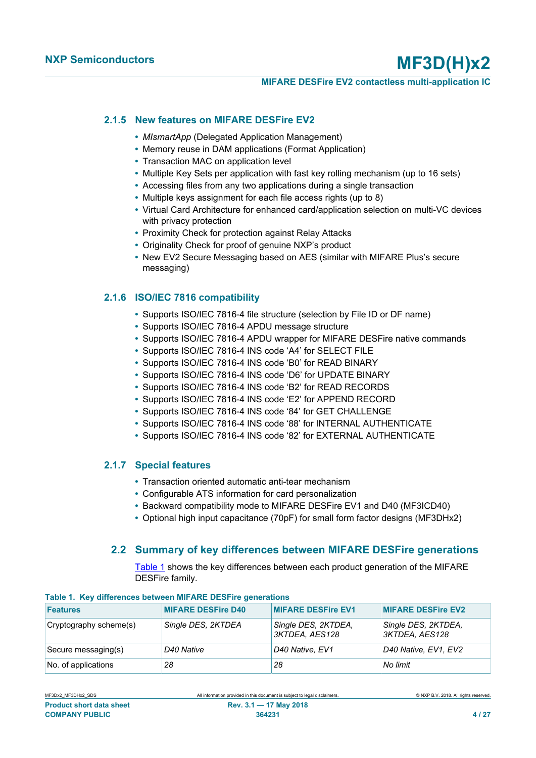### 2.1.5 New features on MIFARE DESFire EV2

- *MIsmartApp* (Delegated Application Management)
- Memory reuse in DAM applications (Format Application)
- Transaction MAC on application level
- Multiple Key Sets per application with fast key rolling mechanism (up to 16 sets)
- Accessing files from any two applications during a single transaction
- Multiple keys assignment for each file access rights (up to 8)
- Virtual Card Architecture for enhanced card/application selection on multi-VC devices with privacy protection
- Proximity Check for protection against Relay Attacks
- Originality Check for proof of genuine NXP's product
- New EV2 Secure Messaging based on AES (similar with MIFARE Plus's secure messaging)

### 2.1.6 ISO/IEC 7816 compatibility

- Supports ISO/IEC 7816-4 file structure (selection by File ID or DF name)
- Supports ISO/IEC 7816-4 APDU message structure
- Supports ISO/IEC 7816-4 APDU wrapper for MIFARE DESFire native commands
- Supports ISO/IEC 7816-4 INS code 'A4' for SELECT FILE
- Supports ISO/IEC 7816-4 INS code 'B0' for READ BINARY
- Supports ISO/IEC 7816-4 INS code 'D6' for UPDATE BINARY
- Supports ISO/IEC 7816-4 INS code 'B2' for READ RECORDS
- Supports ISO/IEC 7816-4 INS code 'E2' for APPEND RECORD
- Supports ISO/IEC 7816-4 INS code '84' for GET CHALLENGE
- Supports ISO/IEC 7816-4 INS code '88' for INTERNAL AUTHENTICATE
- Supports ISO/IEC 7816-4 INS code '82' for EXTERNAL AUTHENTICATE

### 2.1.7 Special features

- Transaction oriented automatic anti-tear mechanism
- Configurable ATS information for card personalization
- Backward compatibility mode to MIFARE DESFire EV1 and D40 (MF3ICD40)
- Optional high input capacitance (70pF) for small form factor designs (MF3DHx2)

## 2.2 Summary of key differences between MIFARE DESFire generations

Table 1 shows the key differences between each product generation of the MIFARE DESFire family.

**Table 1. Key differences between MIFARE DESFire generations**

| Features | MIFARE DESFire D40 | MIFARE DESFire EV1 | MIFARE DESFire EV2 |
|---|---|---|---|
| Cryptography scheme(s) | *Single DES, 2KTDEA* | *Single DES, 2KTDEA, 3KTDEA, AES128* | *Single DES, 2KTDEA, 3KTDEA, AES128* |
| Secure messaging(s) | *D40 Native* | *D40 Native, EV1* | *D40 Native, EV1, EV2* |
| No. of applications | *28* | *28* | *No limit* |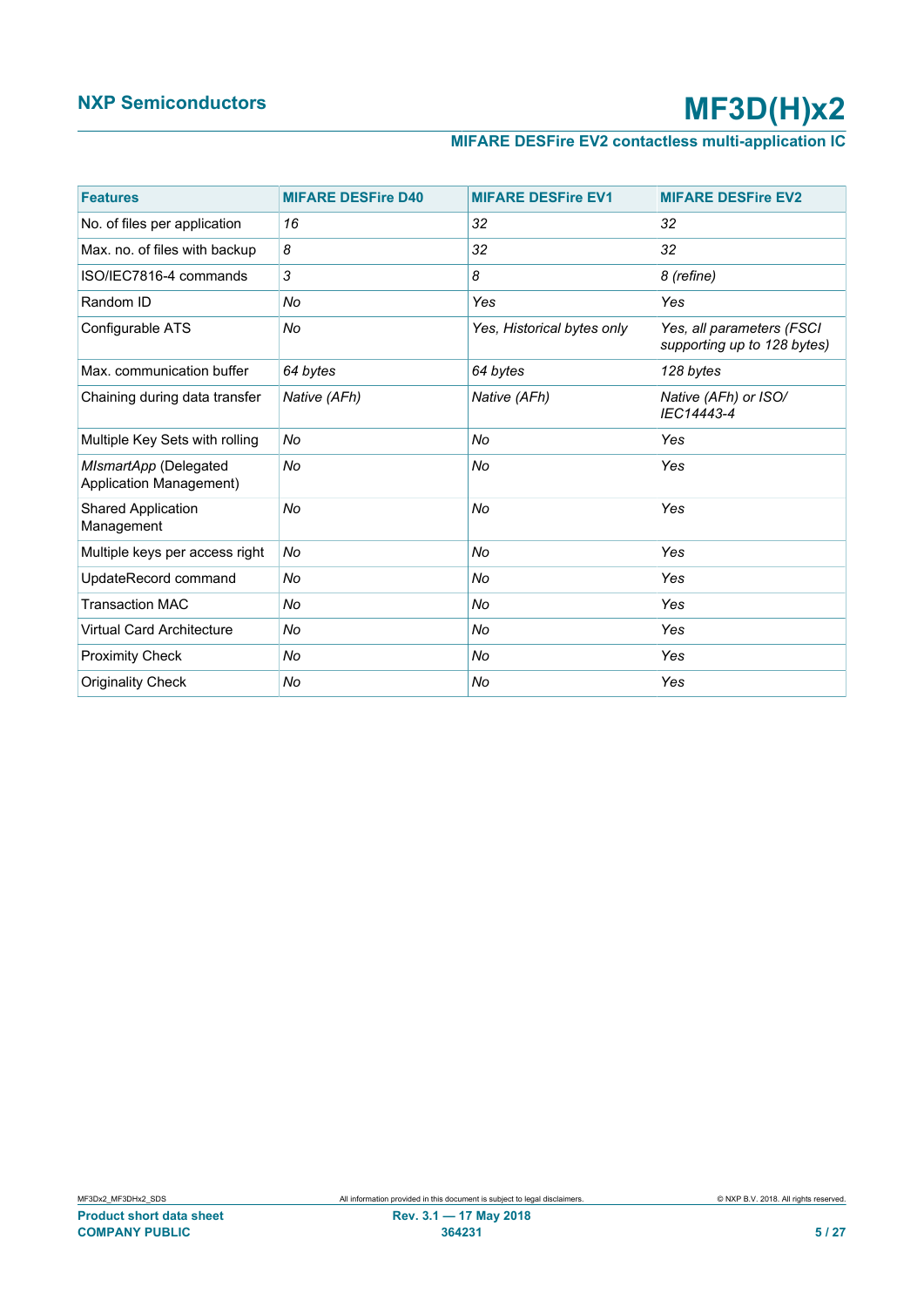| Features | MIFARE DESFire D40 | MIFARE DESFire EV1 | MIFARE DESFire EV2 |
|---|---|---|---|
| No. of files per application | *16* | *32* | *32* |
| Max. no. of files with backup | *8* | *32* | *32* |
| ISO/IEC7816-4 commands | *3* | *8* | *8 (refine)* |
| Random ID | *No* | *Yes* | *Yes* |
| Configurable ATS | *No* | *Yes, Historical bytes only* | *Yes, all parameters (FSCI supporting up to 128 bytes)* |
| Max. communication buffer | *64 bytes* | *64 bytes* | *128 bytes* |
| Chaining during data transfer | *Native (AFh)* | *Native (AFh)* | *Native (AFh) or ISO/ IEC14443-4* |
| Multiple Key Sets with rolling | *No* | *No* | *Yes* |
| *MIsmartApp* (Delegated Application Management) | *No* | *No* | *Yes* |
| Shared Application Management | *No* | *No* | *Yes* |
| Multiple keys per access right | *No* | *No* | *Yes* |
| UpdateRecord command | *No* | *No* | *Yes* |
| Transaction MAC | *No* | *No* | *Yes* |
| Virtual Card Architecture | *No* | *No* | *Yes* |
| Proximity Check | *No* | *No* | *Yes* |
| Originality Check | *No* | *No* | *Yes* |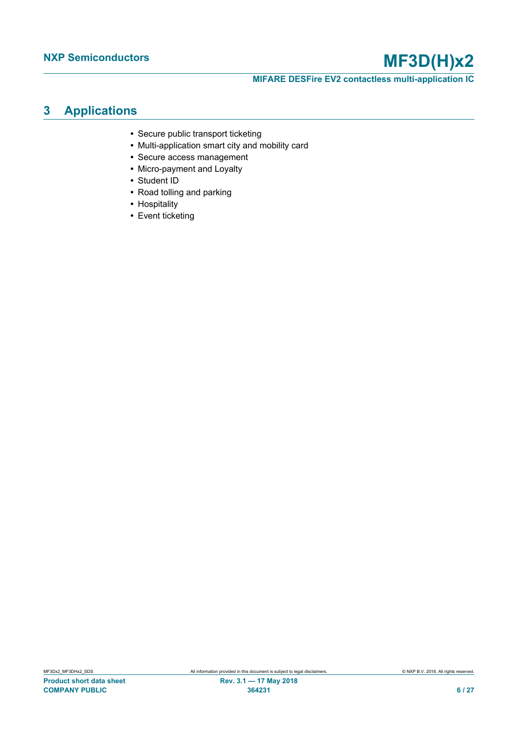## 3 Applications

- Secure public transport ticketing
- Multi-application smart city and mobility card
- Secure access management
- Micro-payment and Loyalty
- Student ID
- Road tolling and parking
- Hospitality
- Event ticketing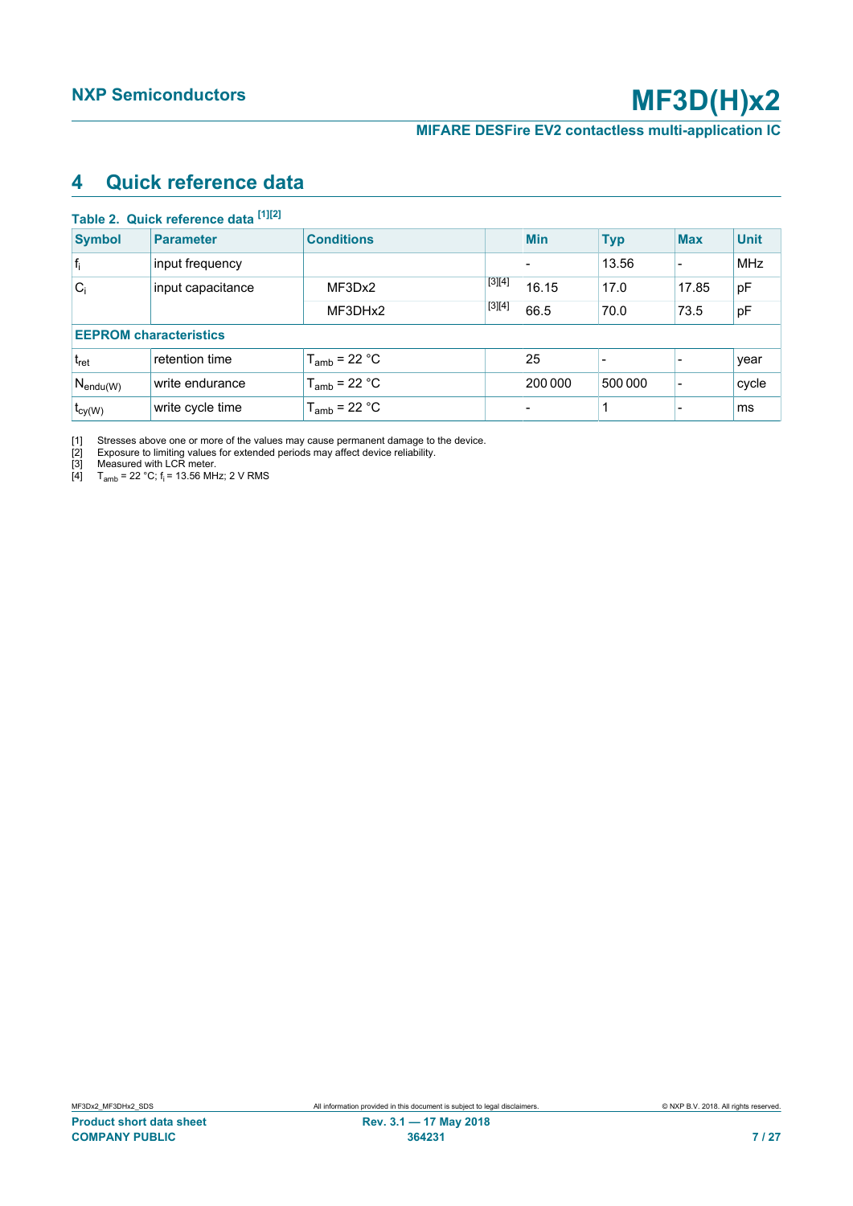## 4 Quick reference data

**Table 2. Quick reference data [1][2]**

| Symbol | Parameter | Conditions | | Min | Typ | Max | Unit |
|---|---|---|---|---|---|---|---|
| $f_i$ | input frequency | | | - | 13.56 | - | MHz |
| $C_i$ | input capacitance | MF3Dx2 | [3][4] | 16.15 | 17.0 | 17.85 | pF |
| | | MF3DHx2 | [3][4] | 66.5 | 70.0 | 73.5 | pF |
| **EEPROM characteristics** | | | | | | | |
| $t_{ret}$ | retention time | $T_{amb}$ = 22 °C | | 25 | - | - | year |
| $N_{endu(W)}$ | write endurance | $T_{amb}$ = 22 °C | | 200 000 | 500 000 | - | cycle |
| $t_{cy(W)}$ | write cycle time | $T_{amb}$ = 22 °C | | - | 1 | - | ms |

[1] Stresses above one or more of the values may cause permanent damage to the device.
[2] Exposure to limiting values for extended periods may affect device reliability.
[3] Measured with LCR meter.
[4] $T_{amb}$ = 22 °C; $f_i$ = 13.56 MHz; 2 V RMS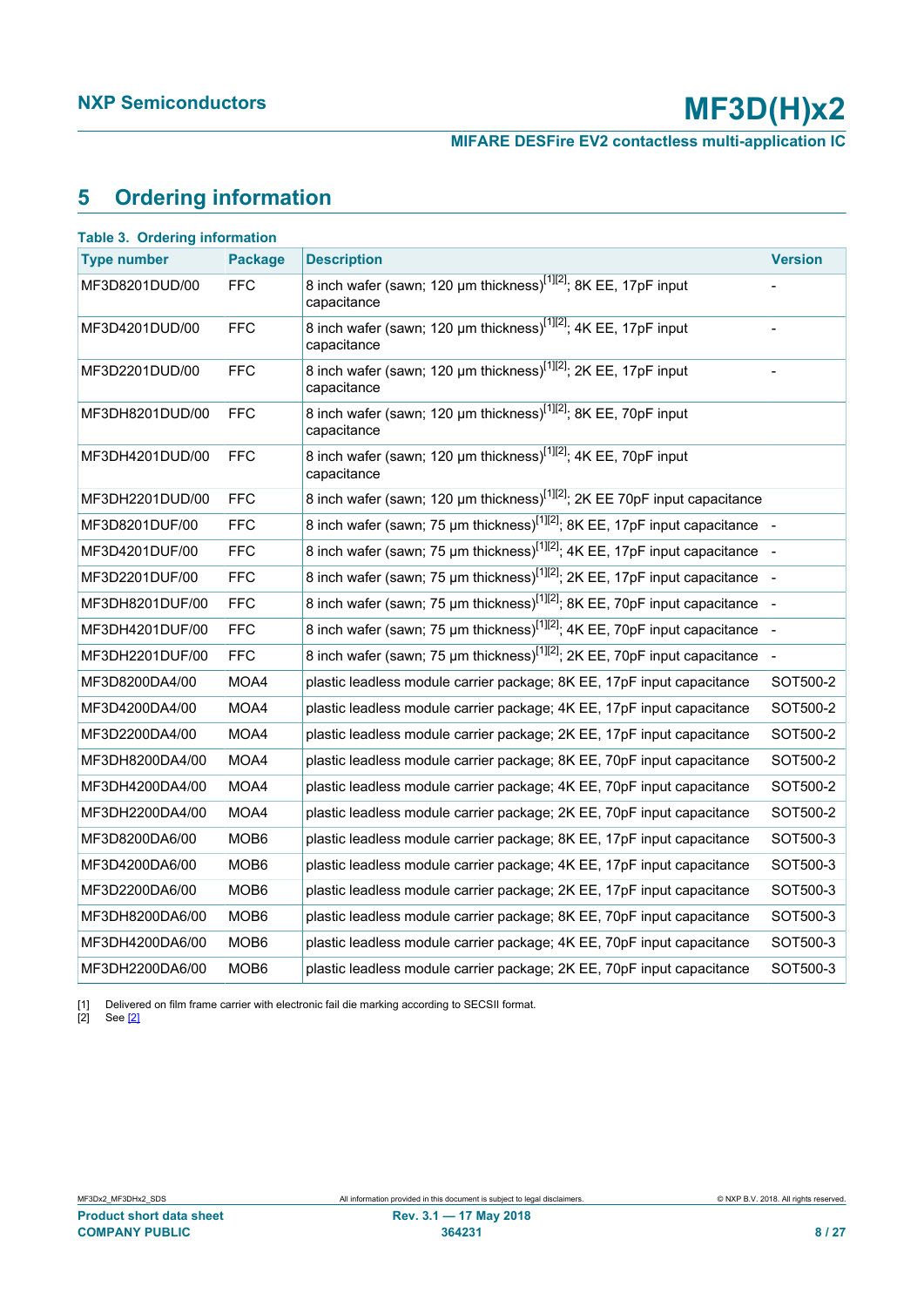## 5 Ordering information

**Table 3. Ordering information**

| Type number | Package | Description | Version |
|---|---|---|---|
| MF3D8201DUD/00 | FFC | 8 inch wafer (sawn; 120 μm thickness)[1][2]; 8K EE, 17pF input capacitance | - |
| MF3D4201DUD/00 | FFC | 8 inch wafer (sawn; 120 μm thickness)[1][2]; 4K EE, 17pF input capacitance | - |
| MF3D2201DUD/00 | FFC | 8 inch wafer (sawn; 120 μm thickness)[1][2]; 2K EE, 17pF input capacitance | - |
| MF3DH8201DUD/00 | FFC | 8 inch wafer (sawn; 120 μm thickness)[1][2]; 8K EE, 70pF input capacitance | |
| MF3DH4201DUD/00 | FFC | 8 inch wafer (sawn; 120 μm thickness)[1][2]; 4K EE, 70pF input capacitance | |
| MF3DH2201DUD/00 | FFC | 8 inch wafer (sawn; 120 μm thickness)[1][2]; 2K EE 70pF input capacitance | |
| MF3D8201DUF/00 | FFC | 8 inch wafer (sawn; 75 μm thickness)[1][2]; 8K EE, 17pF input capacitance | - |
| MF3D4201DUF/00 | FFC | 8 inch wafer (sawn; 75 μm thickness)[1][2]; 4K EE, 17pF input capacitance | - |
| MF3D2201DUF/00 | FFC | 8 inch wafer (sawn; 75 μm thickness)[1][2]; 2K EE, 17pF input capacitance | - |
| MF3DH8201DUF/00 | FFC | 8 inch wafer (sawn; 75 μm thickness)[1][2]; 8K EE, 70pF input capacitance | - |
| MF3DH4201DUF/00 | FFC | 8 inch wafer (sawn; 75 μm thickness)[1][2]; 4K EE, 70pF input capacitance | - |
| MF3DH2201DUF/00 | FFC | 8 inch wafer (sawn; 75 μm thickness)[1][2]; 2K EE, 70pF input capacitance | - |
| MF3D8200DA4/00 | MOA4 | plastic leadless module carrier package; 8K EE, 17pF input capacitance | SOT500-2 |
| MF3D4200DA4/00 | MOA4 | plastic leadless module carrier package; 4K EE, 17pF input capacitance | SOT500-2 |
| MF3D2200DA4/00 | MOA4 | plastic leadless module carrier package; 2K EE, 17pF input capacitance | SOT500-2 |
| MF3DH8200DA4/00 | MOA4 | plastic leadless module carrier package; 8K EE, 70pF input capacitance | SOT500-2 |
| MF3DH4200DA4/00 | MOA4 | plastic leadless module carrier package; 4K EE, 70pF input capacitance | SOT500-2 |
| MF3DH2200DA4/00 | MOA4 | plastic leadless module carrier package; 2K EE, 70pF input capacitance | SOT500-2 |
| MF3D8200DA6/00 | MOB6 | plastic leadless module carrier package; 8K EE, 17pF input capacitance | SOT500-3 |
| MF3D4200DA6/00 | MOB6 | plastic leadless module carrier package; 4K EE, 17pF input capacitance | SOT500-3 |
| MF3D2200DA6/00 | MOB6 | plastic leadless module carrier package; 2K EE, 17pF input capacitance | SOT500-3 |
| MF3DH8200DA6/00 | MOB6 | plastic leadless module carrier package; 8K EE, 70pF input capacitance | SOT500-3 |
| MF3DH4200DA6/00 | MOB6 | plastic leadless module carrier package; 4K EE, 70pF input capacitance | SOT500-3 |
| MF3DH2200DA6/00 | MOB6 | plastic leadless module carrier package; 2K EE, 70pF input capacitance | SOT500-3 |

[1] Delivered on film frame carrier with electronic fail die marking according to SECSII format.
[2] See [2]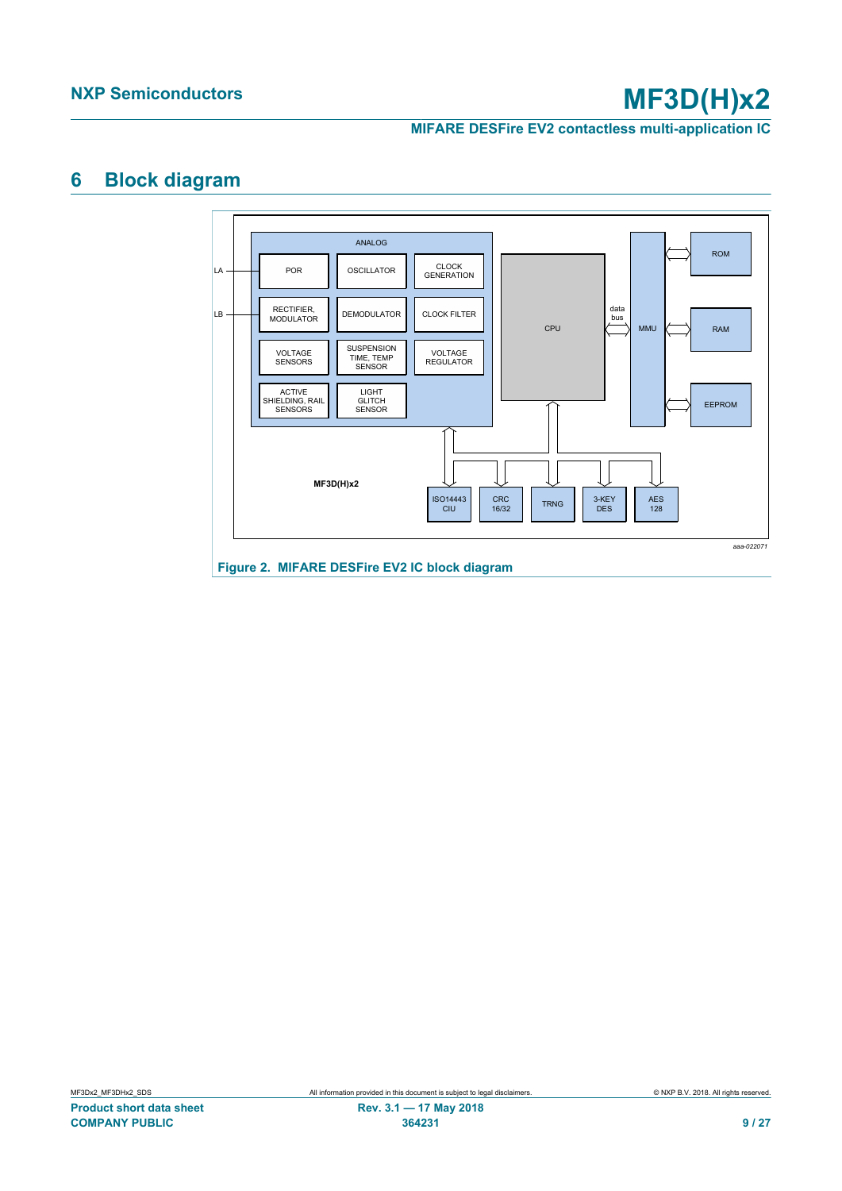# 6 Block diagram

ANALOG

LA — POR | OSCILLATOR | CLOCK GENERATION

LB — RECTIFIER, MODULATOR | DEMODULATOR | CLOCK FILTER

VOLTAGE SENSORS | SUSPENSION TIME, TEMP SENSOR | VOLTAGE REGULATOR

ACTIVE SHIELDING, RAIL SENSORS | LIGHT GLITCH SENSOR

CPU — data bus — MMU — ROM, RAM, EEPROM

MF3D(H)x2

ISO14443 CIU | CRC 16/32 | TRNG | 3-KEY DES | AES 128

aaa-022071

**Figure 2. MIFARE DESFire EV2 IC block diagram**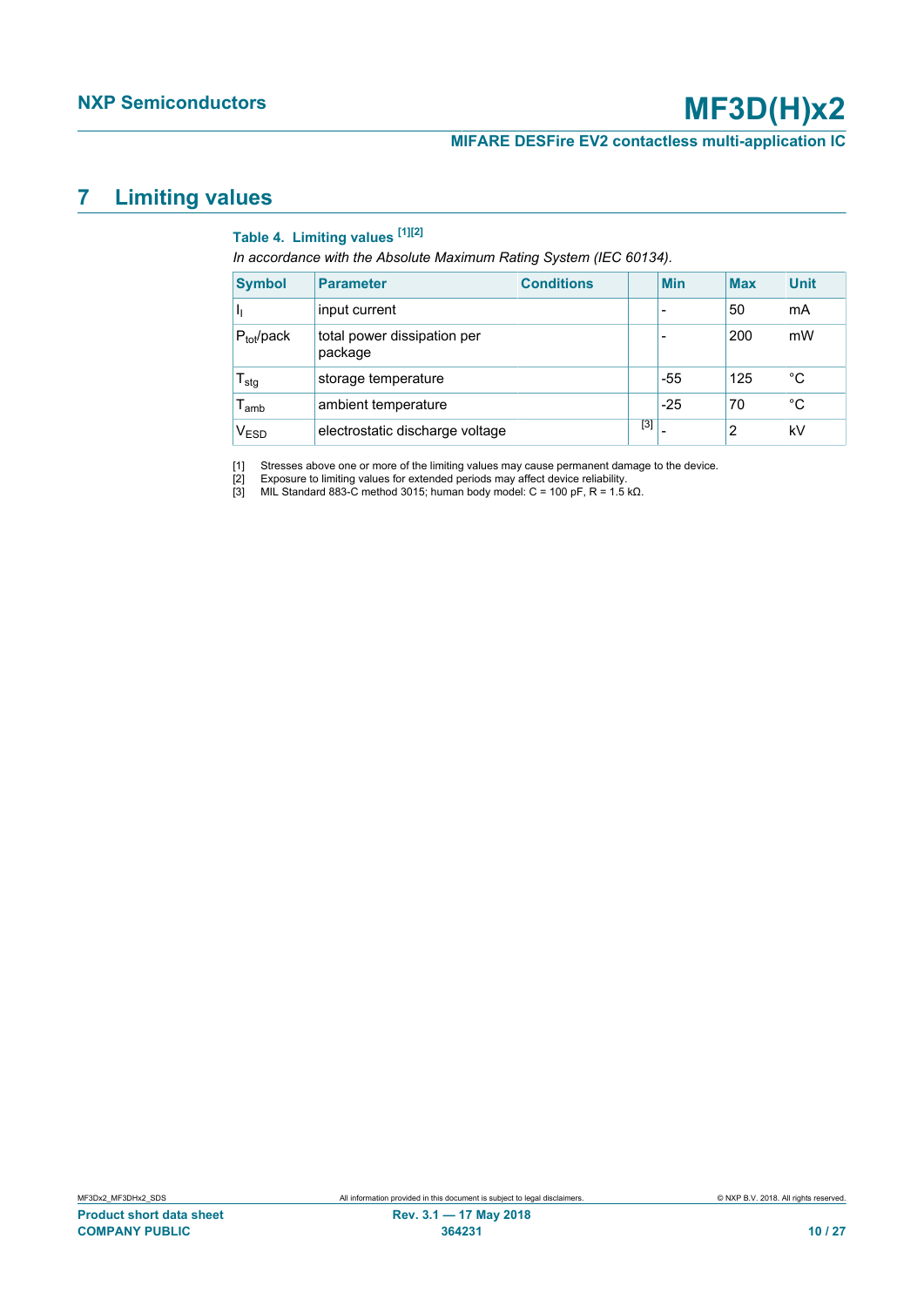## 7 Limiting values

**Table 4. Limiting values [1][2]**

*In accordance with the Absolute Maximum Rating System (IEC 60134).*

| Symbol | Parameter | Conditions | | Min | Max | Unit |
|---|---|---|---|---|---|---|
| $I_I$ | input current | | | - | 50 | mA |
| $P_{tot}$/pack | total power dissipation per package | | | - | 200 | mW |
| $T_{stg}$ | storage temperature | | | -55 | 125 | °C |
| $T_{amb}$ | ambient temperature | | | -25 | 70 | °C |
| $V_{ESD}$ | electrostatic discharge voltage | | [3] | - | 2 | kV |

[1] Stresses above one or more of the limiting values may cause permanent damage to the device.

[2] Exposure to limiting values for extended periods may affect device reliability.

[3] MIL Standard 883-C method 3015; human body model: C = 100 pF, R = 1.5 kΩ.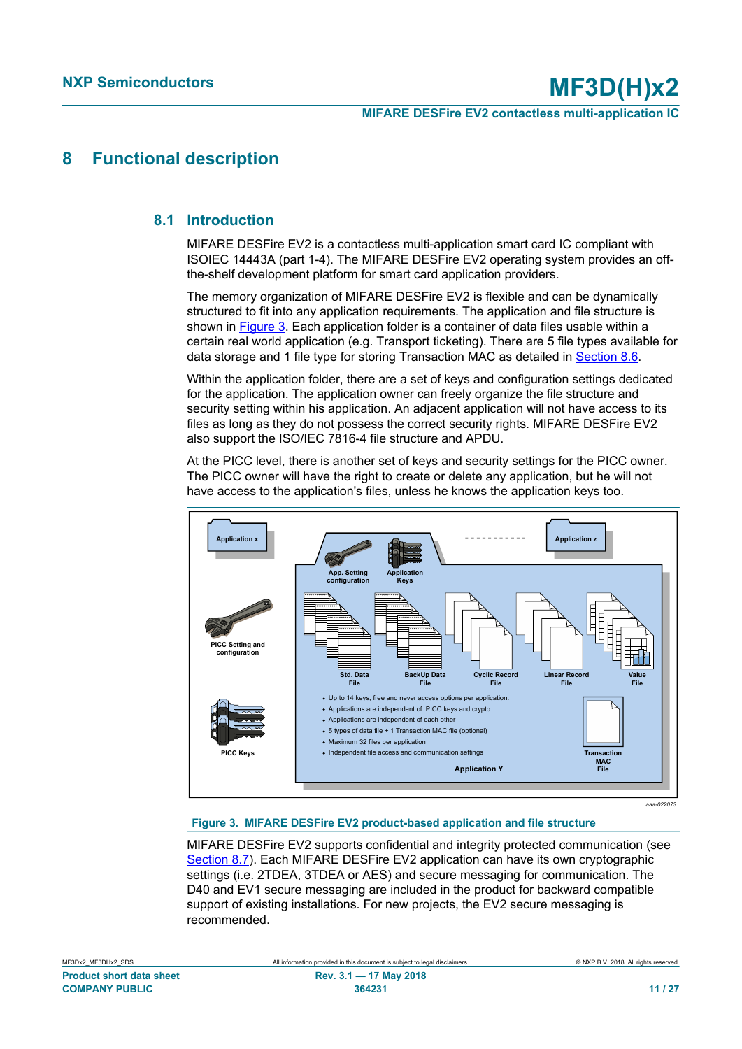# 8 Functional description

## 8.1 Introduction

MIFARE DESFire EV2 is a contactless multi-application smart card IC compliant with ISOIEC 14443A (part 1-4). The MIFARE DESFire EV2 operating system provides an off-the-shelf development platform for smart card application providers.

The memory organization of MIFARE DESFire EV2 is flexible and can be dynamically structured to fit into any application requirements. The application and file structure is shown in Figure 3. Each application folder is a container of data files usable within a certain real world application (e.g. Transport ticketing). There are 5 file types available for data storage and 1 file type for storing Transaction MAC as detailed in Section 8.6.

Within the application folder, there are a set of keys and configuration settings dedicated for the application. The application owner can freely organize the file structure and security setting within his application. An adjacent application will not have access to its files as long as they do not possess the correct security rights. MIFARE DESFire EV2 also support the ISO/IEC 7816-4 file structure and APDU.

At the PICC level, there is another set of keys and security settings for the PICC owner. The PICC owner will have the right to create or delete any application, but he will not have access to the application's files, unless he knows the application keys too.

Figure 3. MIFARE DESFire EV2 product-based application and file structure

MIFARE DESFire EV2 supports confidential and integrity protected communication (see Section 8.7). Each MIFARE DESFire EV2 application can have its own cryptographic settings (i.e. 2TDEA, 3TDEA or AES) and secure messaging for communication. The D40 and EV1 secure messaging are included in the product for backward compatible support of existing installations. For new projects, the EV2 secure messaging is recommended.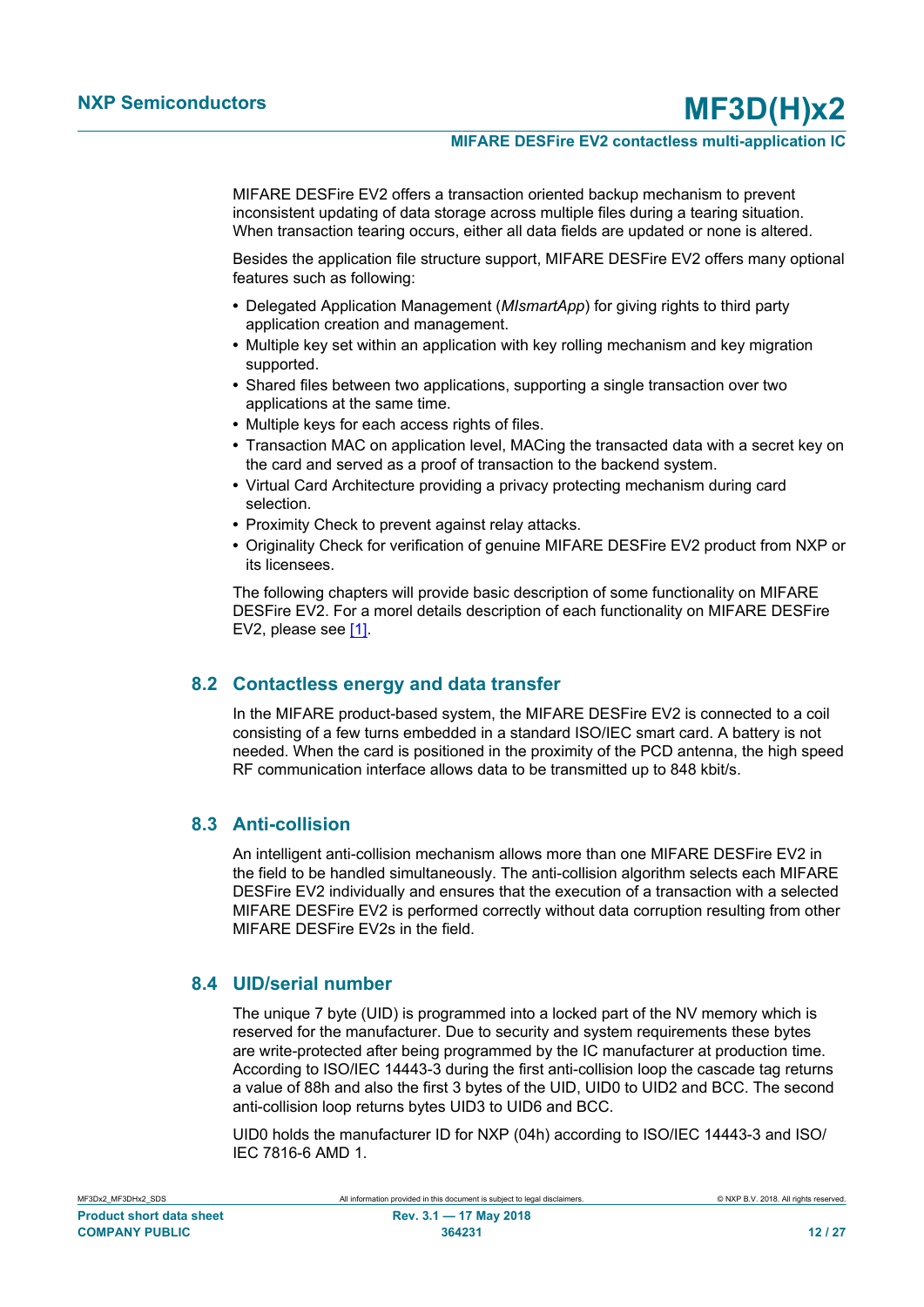MIFARE DESFire EV2 offers a transaction oriented backup mechanism to prevent inconsistent updating of data storage across multiple files during a tearing situation. When transaction tearing occurs, either all data fields are updated or none is altered.

Besides the application file structure support, MIFARE DESFire EV2 offers many optional features such as following:

- Delegated Application Management (*MIsmartApp*) for giving rights to third party application creation and management.
- Multiple key set within an application with key rolling mechanism and key migration supported.
- Shared files between two applications, supporting a single transaction over two applications at the same time.
- Multiple keys for each access rights of files.
- Transaction MAC on application level, MACing the transacted data with a secret key on the card and served as a proof of transaction to the backend system.
- Virtual Card Architecture providing a privacy protecting mechanism during card selection.
- Proximity Check to prevent against relay attacks.
- Originality Check for verification of genuine MIFARE DESFire EV2 product from NXP or its licensees.

The following chapters will provide basic description of some functionality on MIFARE DESFire EV2. For a morel details description of each functionality on MIFARE DESFire EV2, please see [1].

## 8.2 Contactless energy and data transfer

In the MIFARE product-based system, the MIFARE DESFire EV2 is connected to a coil consisting of a few turns embedded in a standard ISO/IEC smart card. A battery is not needed. When the card is positioned in the proximity of the PCD antenna, the high speed RF communication interface allows data to be transmitted up to 848 kbit/s.

## 8.3 Anti-collision

An intelligent anti-collision mechanism allows more than one MIFARE DESFire EV2 in the field to be handled simultaneously. The anti-collision algorithm selects each MIFARE DESFire EV2 individually and ensures that the execution of a transaction with a selected MIFARE DESFire EV2 is performed correctly without data corruption resulting from other MIFARE DESFire EV2s in the field.

## 8.4 UID/serial number

The unique 7 byte (UID) is programmed into a locked part of the NV memory which is reserved for the manufacturer. Due to security and system requirements these bytes are write-protected after being programmed by the IC manufacturer at production time. According to ISO/IEC 14443-3 during the first anti-collision loop the cascade tag returns a value of 88h and also the first 3 bytes of the UID, UID0 to UID2 and BCC. The second anti-collision loop returns bytes UID3 to UID6 and BCC.

UID0 holds the manufacturer ID for NXP (04h) according to ISO/IEC 14443-3 and ISO/IEC 7816-6 AMD 1.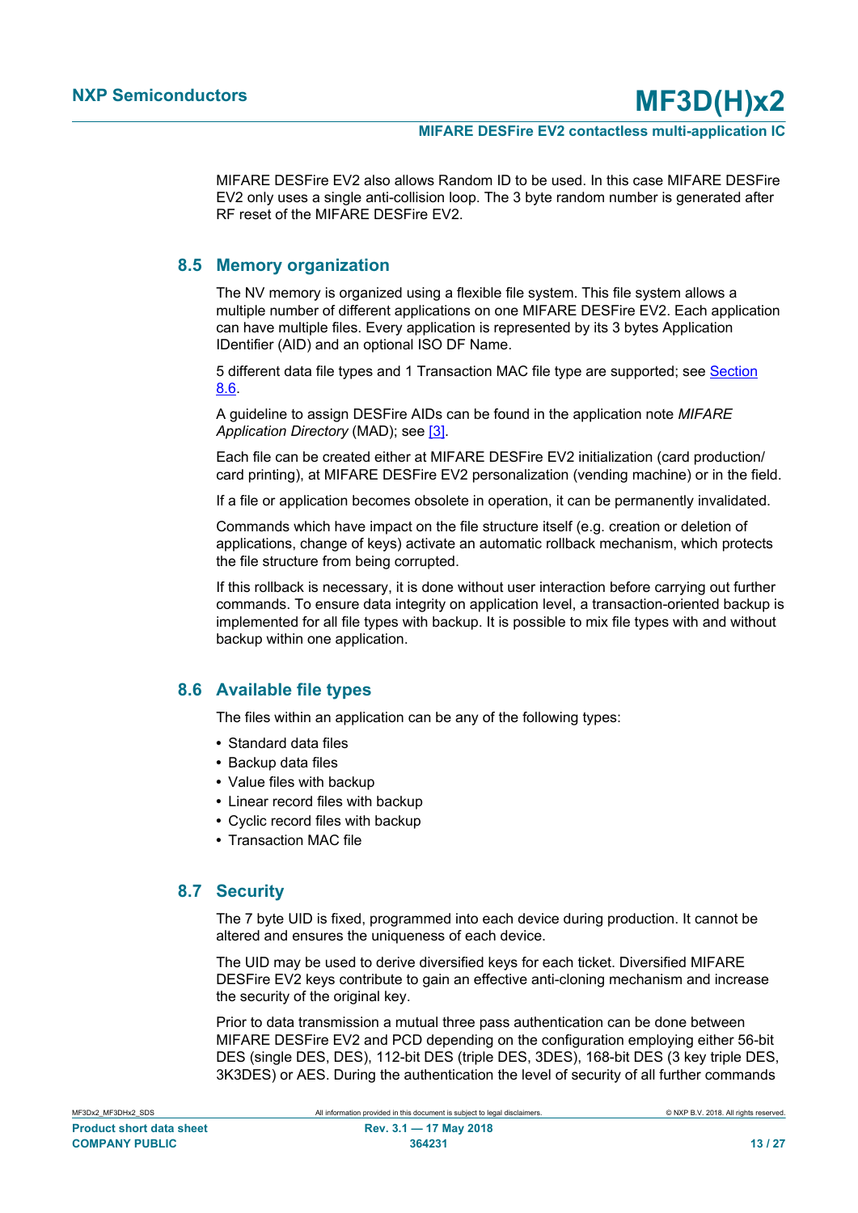MIFARE DESFire EV2 also allows Random ID to be used. In this case MIFARE DESFire EV2 only uses a single anti-collision loop. The 3 byte random number is generated after RF reset of the MIFARE DESFire EV2.

## 8.5 Memory organization

The NV memory is organized using a flexible file system. This file system allows a multiple number of different applications on one MIFARE DESFire EV2. Each application can have multiple files. Every application is represented by its 3 bytes Application IDentifier (AID) and an optional ISO DF Name.

5 different data file types and 1 Transaction MAC file type are supported; see Section 8.6.

A guideline to assign DESFire AIDs can be found in the application note *MIFARE Application Directory* (MAD); see [3].

Each file can be created either at MIFARE DESFire EV2 initialization (card production/ card printing), at MIFARE DESFire EV2 personalization (vending machine) or in the field.

If a file or application becomes obsolete in operation, it can be permanently invalidated.

Commands which have impact on the file structure itself (e.g. creation or deletion of applications, change of keys) activate an automatic rollback mechanism, which protects the file structure from being corrupted.

If this rollback is necessary, it is done without user interaction before carrying out further commands. To ensure data integrity on application level, a transaction-oriented backup is implemented for all file types with backup. It is possible to mix file types with and without backup within one application.

## 8.6 Available file types

The files within an application can be any of the following types:

- Standard data files
- Backup data files
- Value files with backup
- Linear record files with backup
- Cyclic record files with backup
- Transaction MAC file

## 8.7 Security

The 7 byte UID is fixed, programmed into each device during production. It cannot be altered and ensures the uniqueness of each device.

The UID may be used to derive diversified keys for each ticket. Diversified MIFARE DESFire EV2 keys contribute to gain an effective anti-cloning mechanism and increase the security of the original key.

Prior to data transmission a mutual three pass authentication can be done between MIFARE DESFire EV2 and PCD depending on the configuration employing either 56-bit DES (single DES, DES), 112-bit DES (triple DES, 3DES), 168-bit DES (3 key triple DES, 3K3DES) or AES. During the authentication the level of security of all further commands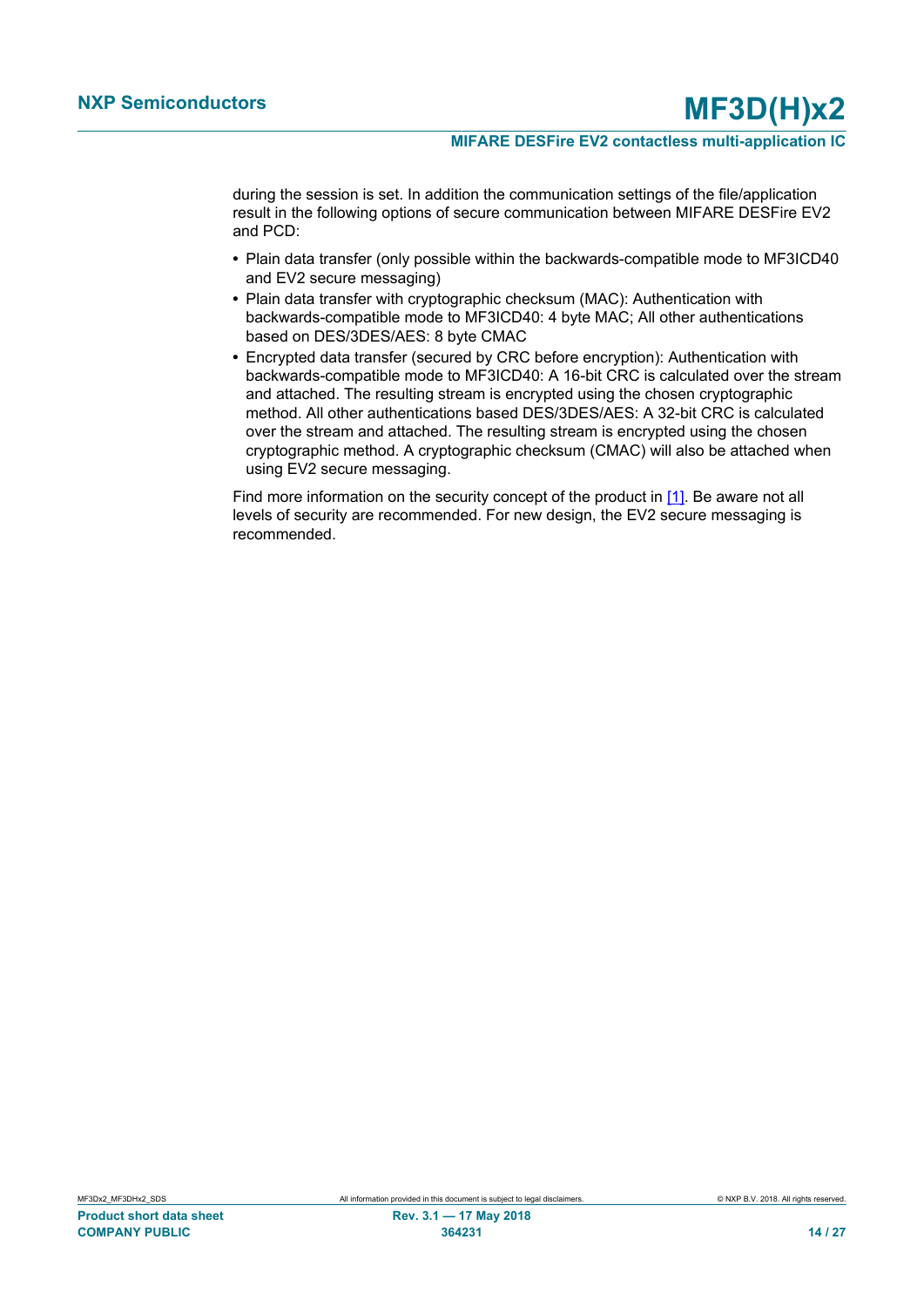during the session is set. In addition the communication settings of the file/application result in the following options of secure communication between MIFARE DESFire EV2 and PCD:

- Plain data transfer (only possible within the backwards-compatible mode to MF3ICD40 and EV2 secure messaging)
- Plain data transfer with cryptographic checksum (MAC): Authentication with backwards-compatible mode to MF3ICD40: 4 byte MAC; All other authentications based on DES/3DES/AES: 8 byte CMAC
- Encrypted data transfer (secured by CRC before encryption): Authentication with backwards-compatible mode to MF3ICD40: A 16-bit CRC is calculated over the stream and attached. The resulting stream is encrypted using the chosen cryptographic method. All other authentications based DES/3DES/AES: A 32-bit CRC is calculated over the stream and attached. The resulting stream is encrypted using the chosen cryptographic method. A cryptographic checksum (CMAC) will also be attached when using EV2 secure messaging.

Find more information on the security concept of the product in [1]. Be aware not all levels of security are recommended. For new design, the EV2 secure messaging is recommended.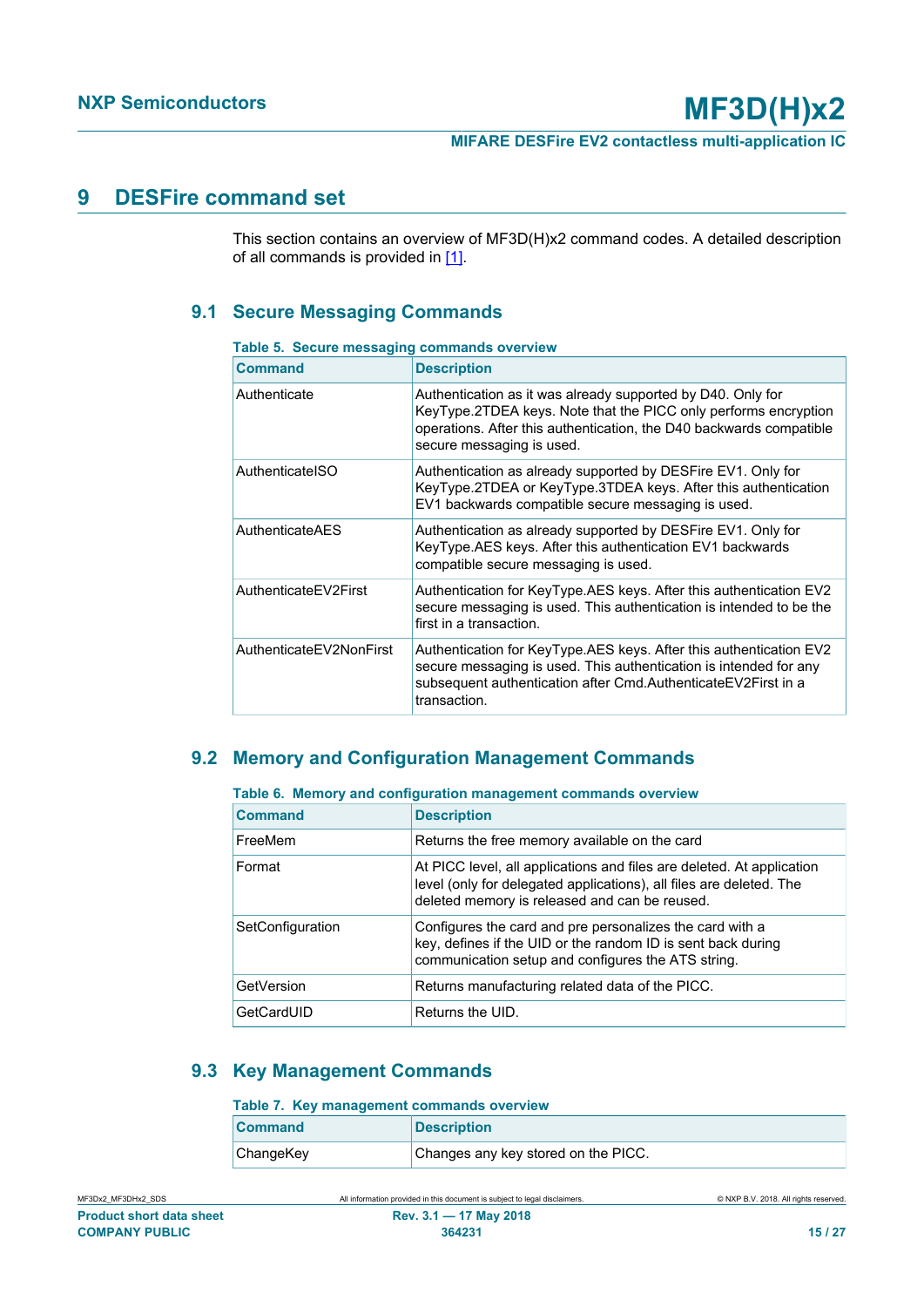# 9 DESFire command set

This section contains an overview of MF3D(H)x2 command codes. A detailed description of all commands is provided in [1].

## 9.1 Secure Messaging Commands

**Table 5. Secure messaging commands overview**

| Command | Description |
|---|---|
| Authenticate | Authentication as it was already supported by D40. Only for KeyType.2TDEA keys. Note that the PICC only performs encryption operations. After this authentication, the D40 backwards compatible secure messaging is used. |
| AuthenticateISO | Authentication as already supported by DESFire EV1. Only for KeyType.2TDEA or KeyType.3TDEA keys. After this authentication EV1 backwards compatible secure messaging is used. |
| AuthenticateAES | Authentication as already supported by DESFire EV1. Only for KeyType.AES keys. After this authentication EV1 backwards compatible secure messaging is used. |
| AuthenticateEV2First | Authentication for KeyType.AES keys. After this authentication EV2 secure messaging is used. This authentication is intended to be the first in a transaction. |
| AuthenticateEV2NonFirst | Authentication for KeyType.AES keys. After this authentication EV2 secure messaging is used. This authentication is intended for any subsequent authentication after Cmd.AuthenticateEV2First in a transaction. |

## 9.2 Memory and Configuration Management Commands

**Table 6. Memory and configuration management commands overview**

| Command | Description |
|---|---|
| FreeMem | Returns the free memory available on the card |
| Format | At PICC level, all applications and files are deleted. At application level (only for delegated applications), all files are deleted. The deleted memory is released and can be reused. |
| SetConfiguration | Configures the card and pre personalizes the card with a key, defines if the UID or the random ID is sent back during communication setup and configures the ATS string. |
| GetVersion | Returns manufacturing related data of the PICC. |
| GetCardUID | Returns the UID. |

## 9.3 Key Management Commands

**Table 7. Key management commands overview**

| Command | Description |
|---|---|
| ChangeKey | Changes any key stored on the PICC. |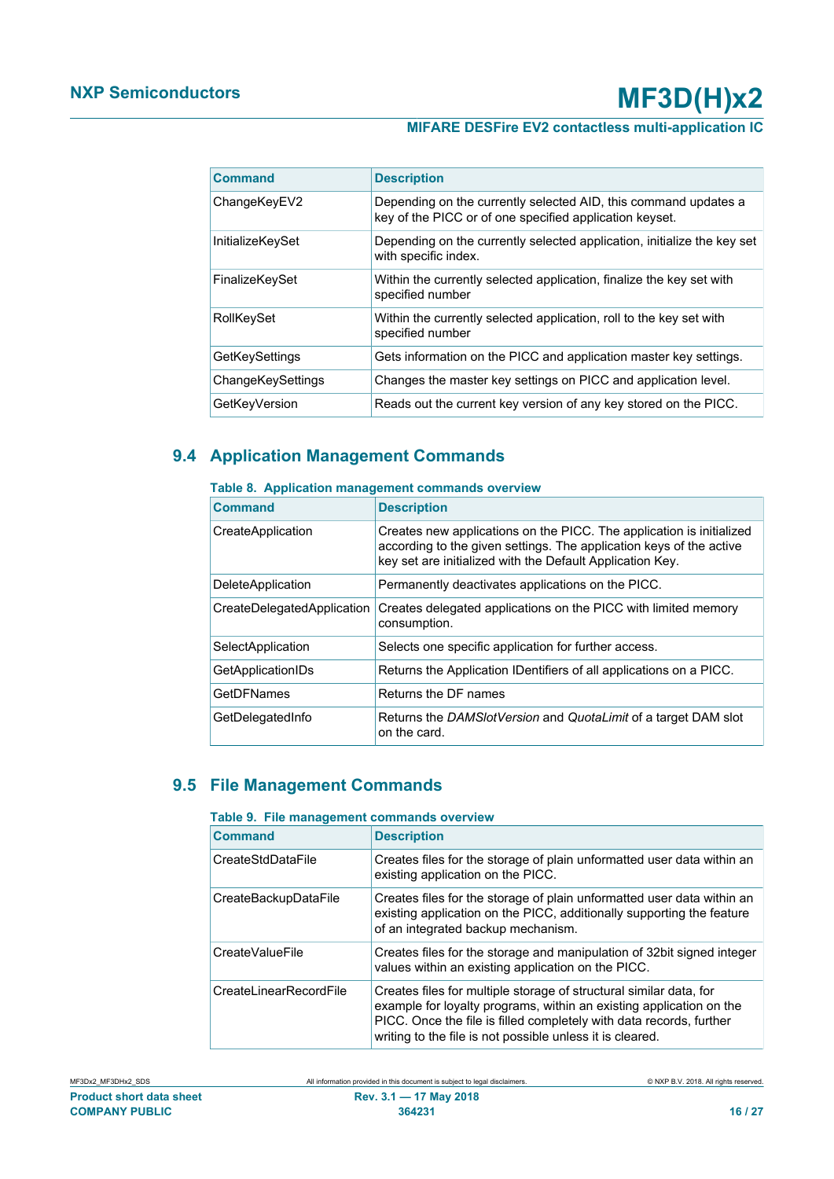| Command | Description |
| --- | --- |
| ChangeKeyEV2 | Depending on the currently selected AID, this command updates a key of the PICC or of one specified application keyset. |
| InitializeKeySet | Depending on the currently selected application, initialize the key set with specific index. |
| FinalizeKeySet | Within the currently selected application, finalize the key set with specified number |
| RollKeySet | Within the currently selected application, roll to the key set with specified number |
| GetKeySettings | Gets information on the PICC and application master key settings. |
| ChangeKeySettings | Changes the master key settings on PICC and application level. |
| GetKeyVersion | Reads out the current key version of any key stored on the PICC. |

## 9.4 Application Management Commands

**Table 8. Application management commands overview**

| Command | Description |
| --- | --- |
| CreateApplication | Creates new applications on the PICC. The application is initialized according to the given settings. The application keys of the active key set are initialized with the Default Application Key. |
| DeleteApplication | Permanently deactivates applications on the PICC. |
| CreateDelegatedApplication | Creates delegated applications on the PICC with limited memory consumption. |
| SelectApplication | Selects one specific application for further access. |
| GetApplicationIDs | Returns the Application IDentifiers of all applications on a PICC. |
| GetDFNames | Returns the DF names |
| GetDelegatedInfo | Returns the *DAMSlotVersion* and *QuotaLimit* of a target DAM slot on the card. |

## 9.5 File Management Commands

**Table 9. File management commands overview**

| Command | Description |
| --- | --- |
| CreateStdDataFile | Creates files for the storage of plain unformatted user data within an existing application on the PICC. |
| CreateBackupDataFile | Creates files for the storage of plain unformatted user data within an existing application on the PICC, additionally supporting the feature of an integrated backup mechanism. |
| CreateValueFile | Creates files for the storage and manipulation of 32bit signed integer values within an existing application on the PICC. |
| CreateLinearRecordFile | Creates files for multiple storage of structural similar data, for example for loyalty programs, within an existing application on the PICC. Once the file is filled completely with data records, further writing to the file is not possible unless it is cleared. |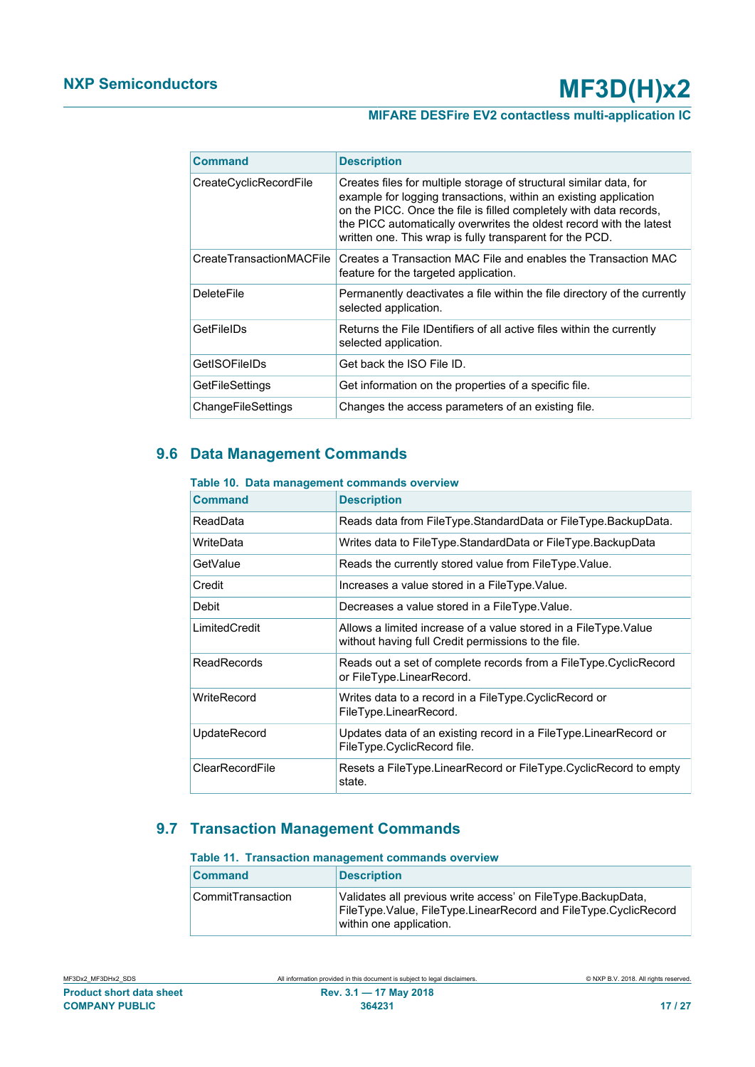| Command | Description |
|---|---|
| CreateCyclicRecordFile | Creates files for multiple storage of structural similar data, for example for logging transactions, within an existing application on the PICC. Once the file is filled completely with data records, the PICC automatically overwrites the oldest record with the latest written one. This wrap is fully transparent for the PCD. |
| CreateTransactionMACFile | Creates a Transaction MAC File and enables the Transaction MAC feature for the targeted application. |
| DeleteFile | Permanently deactivates a file within the file directory of the currently selected application. |
| GetFileIDs | Returns the File IDentifiers of all active files within the currently selected application. |
| GetISOFileIDs | Get back the ISO File ID. |
| GetFileSettings | Get information on the properties of a specific file. |
| ChangeFileSettings | Changes the access parameters of an existing file. |

## 9.6 Data Management Commands

**Table 10. Data management commands overview**

| Command | Description |
|---|---|
| ReadData | Reads data from FileType.StandardData or FileType.BackupData. |
| WriteData | Writes data to FileType.StandardData or FileType.BackupData |
| GetValue | Reads the currently stored value from FileType.Value. |
| Credit | Increases a value stored in a FileType.Value. |
| Debit | Decreases a value stored in a FileType.Value. |
| LimitedCredit | Allows a limited increase of a value stored in a FileType.Value without having full Credit permissions to the file. |
| ReadRecords | Reads out a set of complete records from a FileType.CyclicRecord or FileType.LinearRecord. |
| WriteRecord | Writes data to a record in a FileType.CyclicRecord or FileType.LinearRecord. |
| UpdateRecord | Updates data of an existing record in a FileType.LinearRecord or FileType.CyclicRecord file. |
| ClearRecordFile | Resets a FileType.LinearRecord or FileType.CyclicRecord to empty state. |

## 9.7 Transaction Management Commands

**Table 11. Transaction management commands overview**

| Command | Description |
|---|---|
| CommitTransaction | Validates all previous write access' on FileType.BackupData, FileType.Value, FileType.LinearRecord and FileType.CyclicRecord within one application. |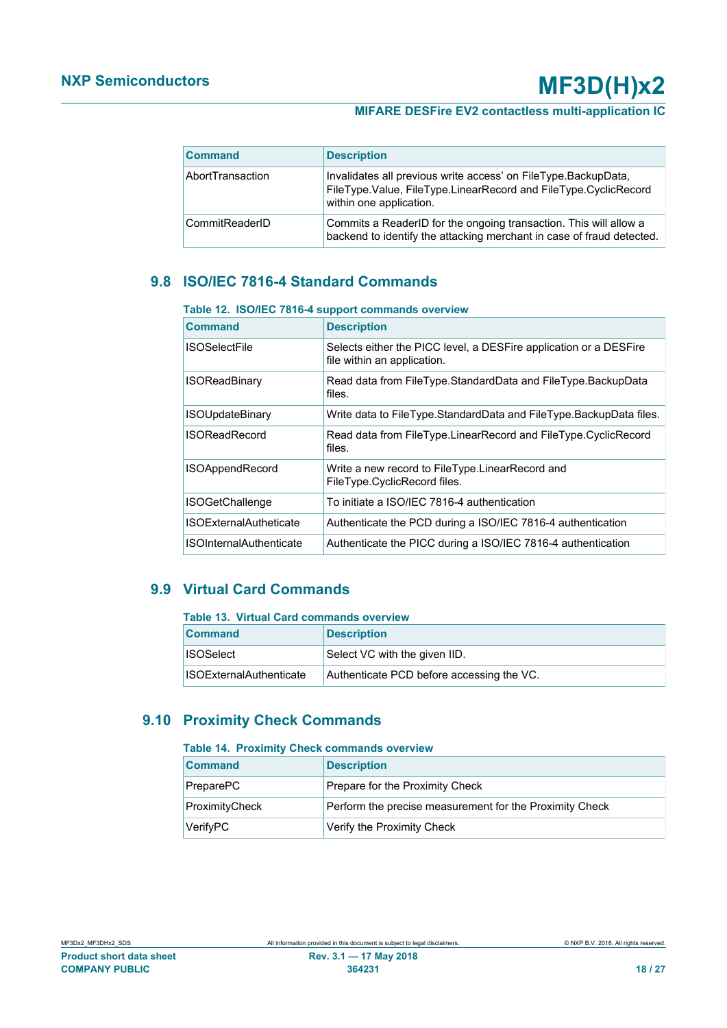| Command | Description |
|---|---|
| AbortTransaction | Invalidates all previous write access' on FileType.BackupData, FileType.Value, FileType.LinearRecord and FileType.CyclicRecord within one application. |
| CommitReaderID | Commits a ReaderID for the ongoing transaction. This will allow a backend to identify the attacking merchant in case of fraud detected. |

## 9.8 ISO/IEC 7816-4 Standard Commands

**Table 12. ISO/IEC 7816-4 support commands overview**

| Command | Description |
|---|---|
| ISOSelectFile | Selects either the PICC level, a DESFire application or a DESFire file within an application. |
| ISOReadBinary | Read data from FileType.StandardData and FileType.BackupData files. |
| ISOUpdateBinary | Write data to FileType.StandardData and FileType.BackupData files. |
| ISOReadRecord | Read data from FileType.LinearRecord and FileType.CyclicRecord files. |
| ISOAppendRecord | Write a new record to FileType.LinearRecord and FileType.CyclicRecord files. |
| ISOGetChallenge | To initiate a ISO/IEC 7816-4 authentication |
| ISOExternalAutheticate | Authenticate the PCD during a ISO/IEC 7816-4 authentication |
| ISOInternalAuthenticate | Authenticate the PICC during a ISO/IEC 7816-4 authentication |

## 9.9 Virtual Card Commands

**Table 13. Virtual Card commands overview**

| Command | Description |
|---|---|
| ISOSelect | Select VC with the given IID. |
| ISOExternalAuthenticate | Authenticate PCD before accessing the VC. |

## 9.10 Proximity Check Commands

**Table 14. Proximity Check commands overview**

| Command | Description |
|---|---|
| PreparePC | Prepare for the Proximity Check |
| ProximityCheck | Perform the precise measurement for the Proximity Check |
| VerifyPC | Verify the Proximity Check |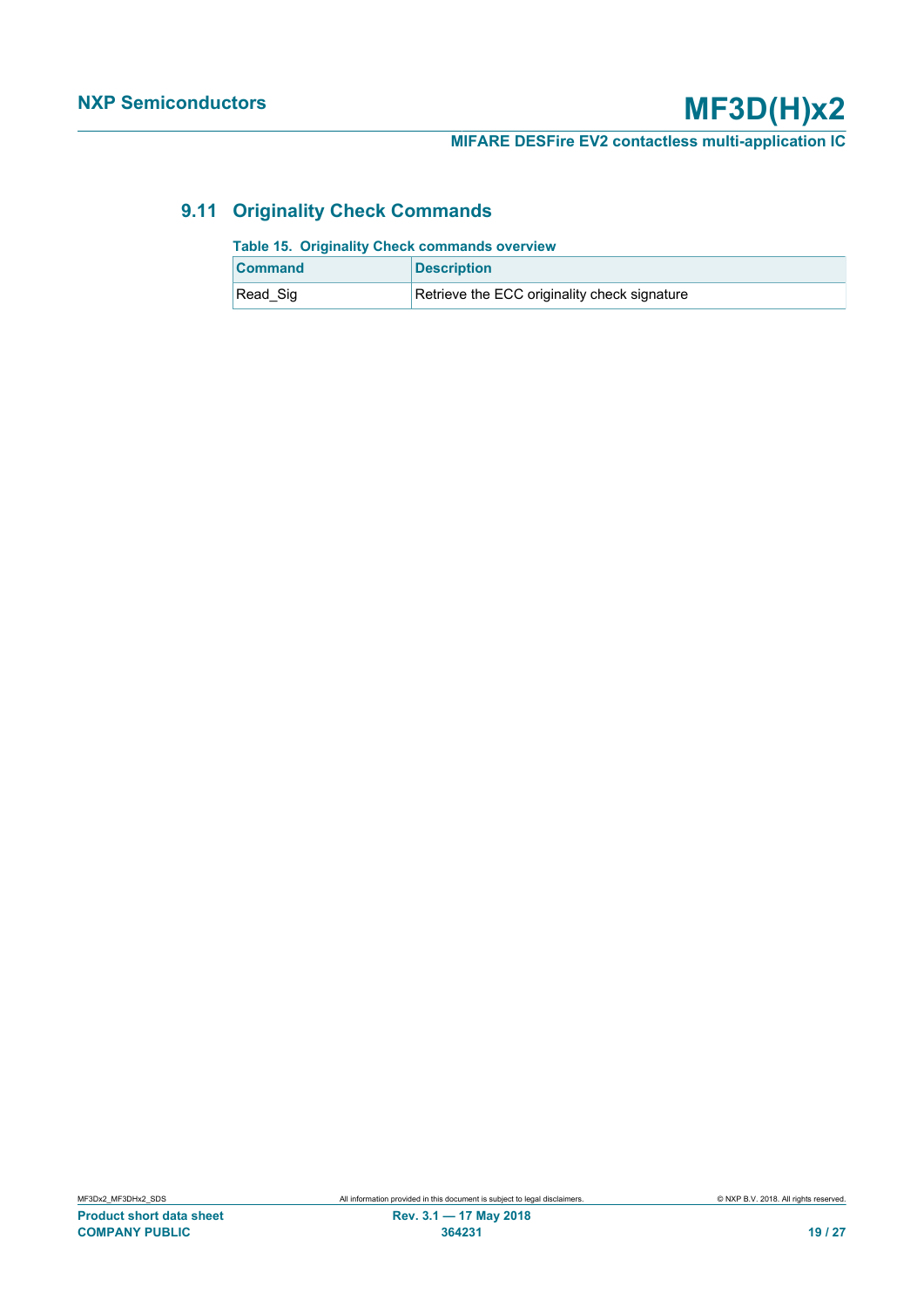## 9.11 Originality Check Commands

**Table 15. Originality Check commands overview**

| Command | Description |
|---|---|
| Read_Sig | Retrieve the ECC originality check signature |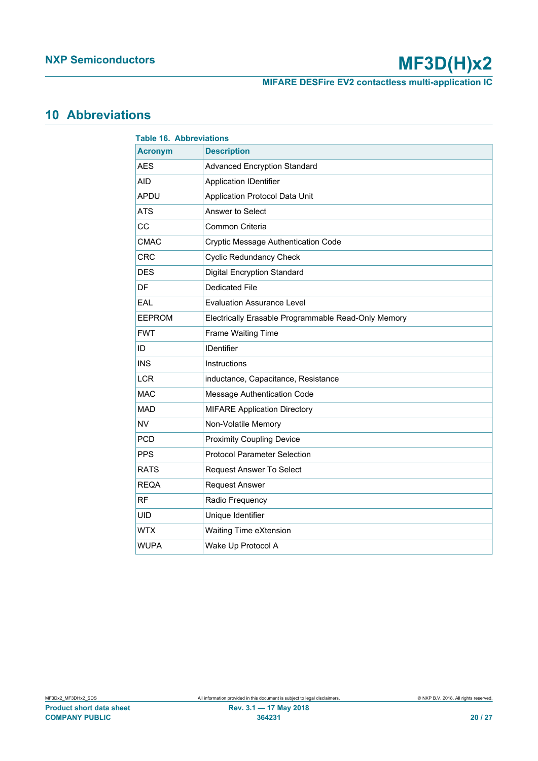## 10 Abbreviations

**Table 16. Abbreviations**

| Acronym | Description |
|---|---|
| AES | Advanced Encryption Standard |
| AID | Application IDentifier |
| APDU | Application Protocol Data Unit |
| ATS | Answer to Select |
| CC | Common Criteria |
| CMAC | Cryptic Message Authentication Code |
| CRC | Cyclic Redundancy Check |
| DES | Digital Encryption Standard |
| DF | Dedicated File |
| EAL | Evaluation Assurance Level |
| EEPROM | Electrically Erasable Programmable Read-Only Memory |
| FWT | Frame Waiting Time |
| ID | IDentifier |
| INS | Instructions |
| LCR | inductance, Capacitance, Resistance |
| MAC | Message Authentication Code |
| MAD | MIFARE Application Directory |
| NV | Non-Volatile Memory |
| PCD | Proximity Coupling Device |
| PPS | Protocol Parameter Selection |
| RATS | Request Answer To Select |
| REQA | Request Answer |
| RF | Radio Frequency |
| UID | Unique Identifier |
| WTX | Waiting Time eXtension |
| WUPA | Wake Up Protocol A |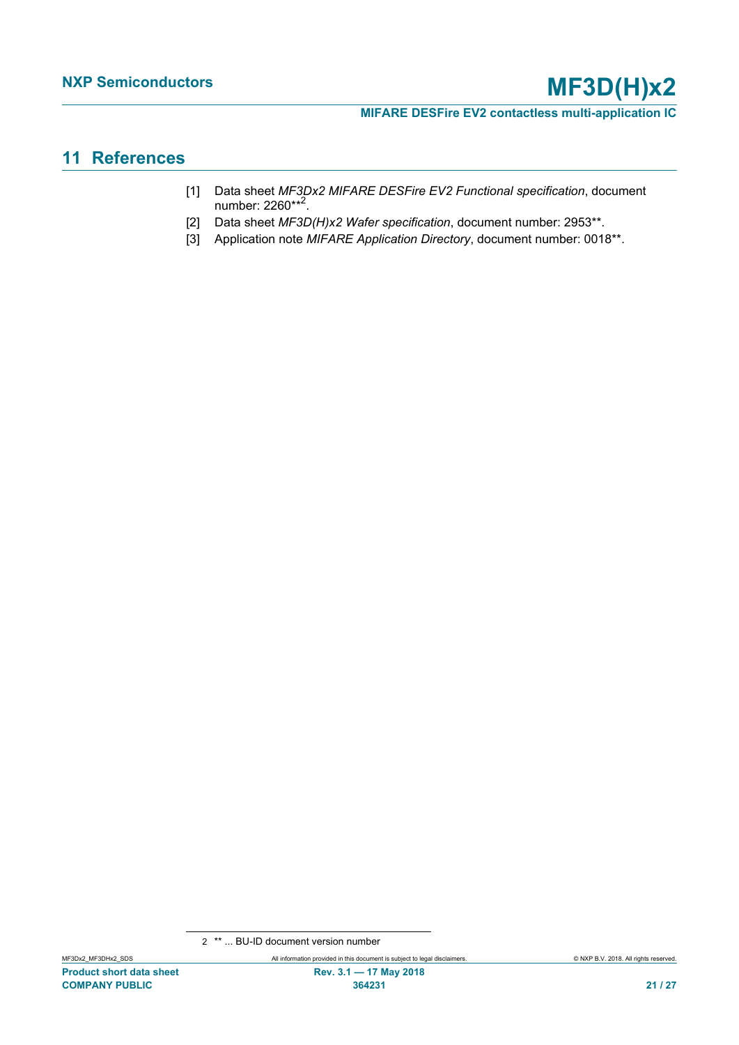## 11 References

[1] Data sheet *MF3Dx2 MIFARE DESFire EV2 Functional specification*, document number: 2260**[2].

[2] Data sheet *MF3D(H)x2 Wafer specification*, document number: 2953**.

[3] Application note *MIFARE Application Directory*, document number: 0018**.

2 ** ... BU-ID document version number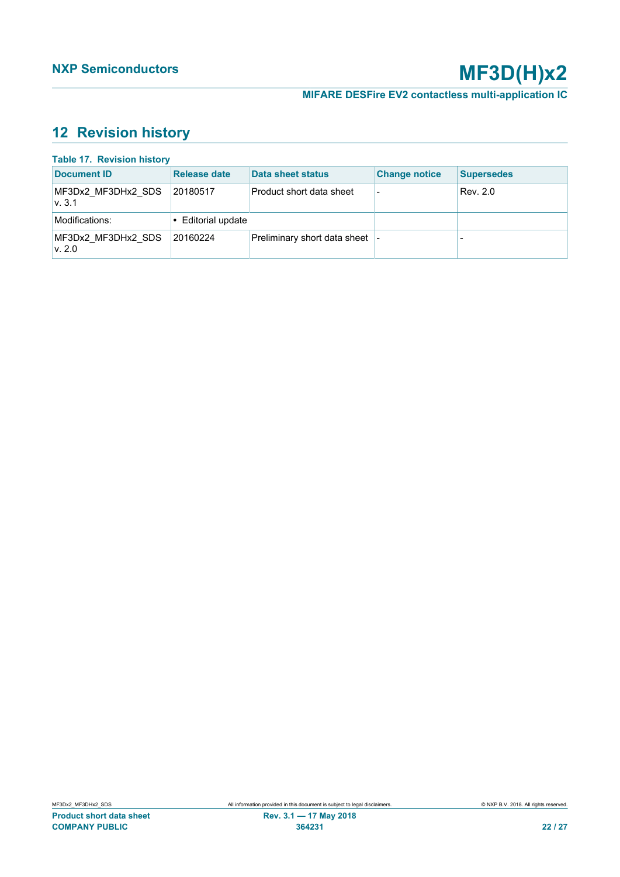## 12 Revision history

**Table 17. Revision history**

| Document ID | Release date | Data sheet status | Change notice | Supersedes |
|---|---|---|---|---|
| MF3Dx2_MF3DHx2_SDS v. 3.1 | 20180517 | Product short data sheet | - | Rev. 2.0 |
| Modifications: | • Editorial update | | | |
| MF3Dx2_MF3DHx2_SDS v. 2.0 | 20160224 | Preliminary short data sheet | - | - |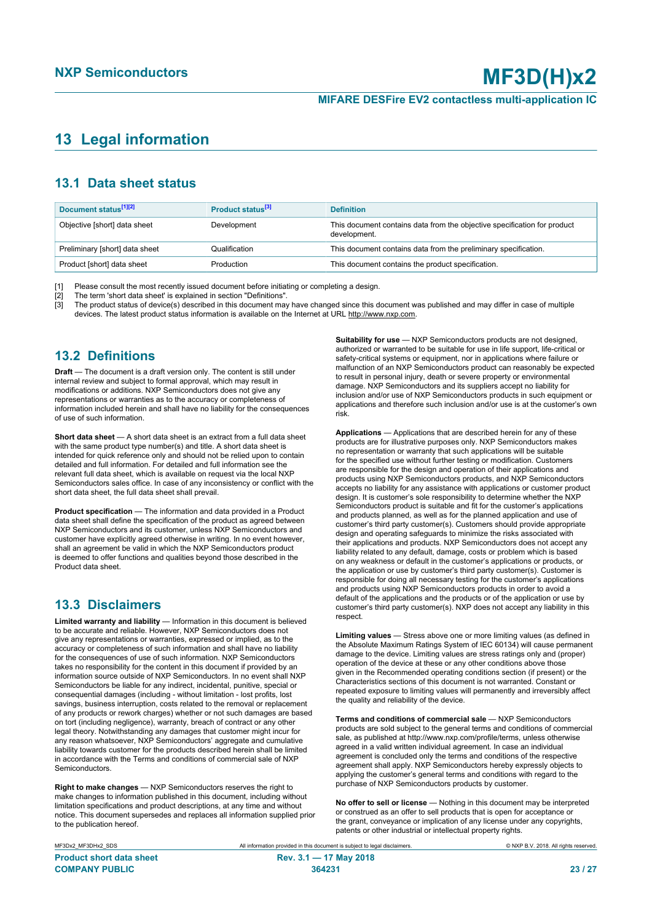# 13 Legal information

## 13.1 Data sheet status

| Document status[1][2] | Product status[3] | Definition |
|---|---|---|
| Objective [short] data sheet | Development | This document contains data from the objective specification for product development. |
| Preliminary [short] data sheet | Qualification | This document contains data from the preliminary specification. |
| Product [short] data sheet | Production | This document contains the product specification. |

[1] Please consult the most recently issued document before initiating or completing a design.

[2] The term 'short data sheet' is explained in section "Definitions".

[3] The product status of device(s) described in this document may have changed since this document was published and may differ in case of multiple devices. The latest product status information is available on the Internet at URL http://www.nxp.com.

## 13.2 Definitions

**Draft** — The document is a draft version only. The content is still under internal review and subject to formal approval, which may result in modifications or additions. NXP Semiconductors does not give any representations or warranties as to the accuracy or completeness of information included herein and shall have no liability for the consequences of use of such information.

**Short data sheet** — A short data sheet is an extract from a full data sheet with the same product type number(s) and title. A short data sheet is intended for quick reference only and should not be relied upon to contain detailed and full information. For detailed and full information see the relevant full data sheet, which is available on request via the local NXP Semiconductors sales office. In case of any inconsistency or conflict with the short data sheet, the full data sheet shall prevail.

**Product specification** — The information and data provided in a Product data sheet shall define the specification of the product as agreed between NXP Semiconductors and its customer, unless NXP Semiconductors and customer have explicitly agreed otherwise in writing. In no event however, shall an agreement be valid in which the NXP Semiconductors product is deemed to offer functions and qualities beyond those described in the Product data sheet.

## 13.3 Disclaimers

**Limited warranty and liability** — Information in this document is believed to be accurate and reliable. However, NXP Semiconductors does not give any representations or warranties, expressed or implied, as to the accuracy or completeness of such information and shall have no liability for the consequences of use of such information. NXP Semiconductors takes no responsibility for the content in this document if provided by an information source outside of NXP Semiconductors. In no event shall NXP Semiconductors be liable for any indirect, incidental, punitive, special or consequential damages (including - without limitation - lost profits, lost savings, business interruption, costs related to the removal or replacement of any products or rework charges) whether or not such damages are based on tort (including negligence), warranty, breach of contract or any other legal theory. Notwithstanding any damages that customer might incur for any reason whatsoever, NXP Semiconductors' aggregate and cumulative liability towards customer for the products described herein shall be limited in accordance with the Terms and conditions of commercial sale of NXP Semiconductors.

**Right to make changes** — NXP Semiconductors reserves the right to make changes to information published in this document, including without limitation specifications and product descriptions, at any time and without notice. This document supersedes and replaces all information supplied prior to the publication hereof.

**Suitability for use** — NXP Semiconductors products are not designed, authorized or warranted to be suitable for use in life support, life-critical or safety-critical systems or equipment, nor in applications where failure or malfunction of an NXP Semiconductors product can reasonably be expected to result in personal injury, death or severe property or environmental damage. NXP Semiconductors and its suppliers accept no liability for inclusion and/or use of NXP Semiconductors products in such equipment or applications and therefore such inclusion and/or use is at the customer's own risk.

**Applications** — Applications that are described herein for any of these products are for illustrative purposes only. NXP Semiconductors makes no representation or warranty that such applications will be suitable for the specified use without further testing or modification. Customers are responsible for the design and operation of their applications and products using NXP Semiconductors products, and NXP Semiconductors accepts no liability for any assistance with applications or customer product design. It is customer's sole responsibility to determine whether the NXP Semiconductors product is suitable and fit for the customer's applications and products planned, as well as for the planned application and use of customer's third party customer(s). Customers should provide appropriate design and operating safeguards to minimize the risks associated with their applications and products. NXP Semiconductors does not accept any liability related to any default, damage, costs or problem which is based on any weakness or default in the customer's applications or products, or the application or use by customer's third party customer(s). Customer is responsible for doing all necessary testing for the customer's applications and products using NXP Semiconductors products in order to avoid a default of the applications and the products or of the application or use by customer's third party customer(s). NXP does not accept any liability in this respect.

**Limiting values** — Stress above one or more limiting values (as defined in the Absolute Maximum Ratings System of IEC 60134) will cause permanent damage to the device. Limiting values are stress ratings only and (proper) operation of the device at these or any other conditions above those given in the Recommended operating conditions section (if present) or the Characteristics sections of this document is not warranted. Constant or repeated exposure to limiting values will permanently and irreversibly affect the quality and reliability of the device.

**Terms and conditions of commercial sale** — NXP Semiconductors products are sold subject to the general terms and conditions of commercial sale, as published at http://www.nxp.com/profile/terms, unless otherwise agreed in a valid written individual agreement. In case an individual agreement is concluded only the terms and conditions of the respective agreement shall apply. NXP Semiconductors hereby expressly objects to applying the customer's general terms and conditions with regard to the purchase of NXP Semiconductors products by customer.

**No offer to sell or license** — Nothing in this document may be interpreted or construed as an offer to sell products that is open for acceptance or the grant, conveyance or implication of any license under any copyrights, patents or other industrial or intellectual property rights.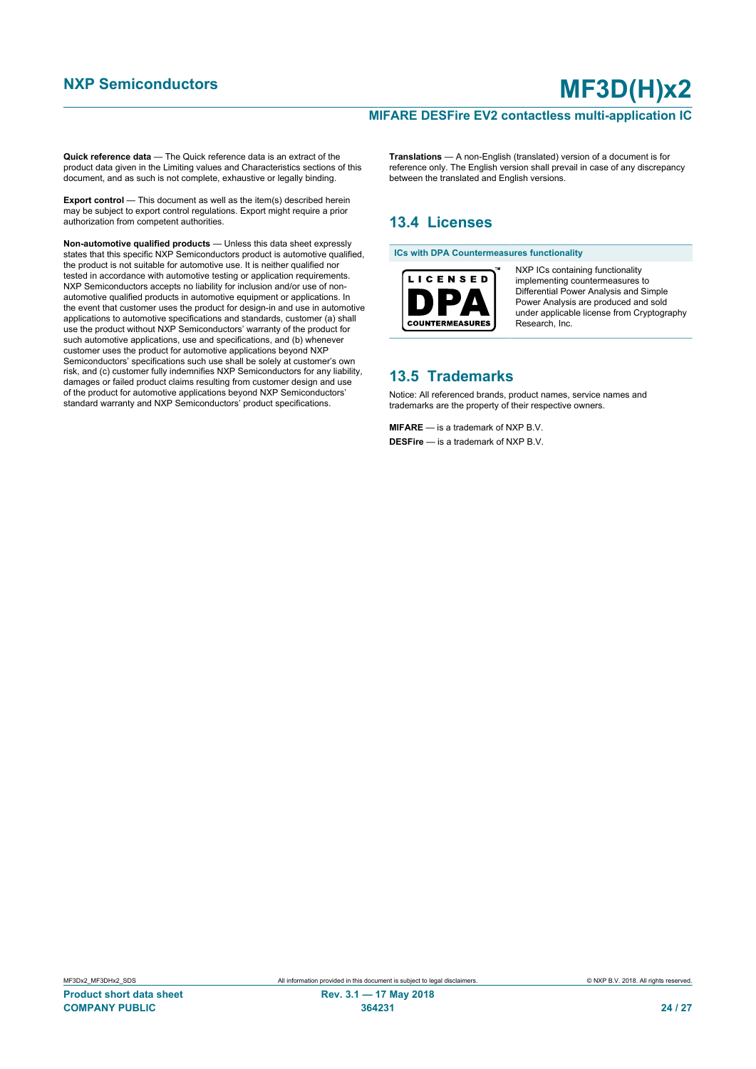**Quick reference data** — The Quick reference data is an extract of the product data given in the Limiting values and Characteristics sections of this document, and as such is not complete, exhaustive or legally binding.

**Export control** — This document as well as the item(s) described herein may be subject to export control regulations. Export might require a prior authorization from competent authorities.

**Non-automotive qualified products** — Unless this data sheet expressly states that this specific NXP Semiconductors product is automotive qualified, the product is not suitable for automotive use. It is neither qualified nor tested in accordance with automotive testing or application requirements. NXP Semiconductors accepts no liability for inclusion and/or use of non-automotive qualified products in automotive equipment or applications. In the event that customer uses the product for design-in and use in automotive applications to automotive specifications and standards, customer (a) shall use the product without NXP Semiconductors' warranty of the product for such automotive applications, use and specifications, and (b) whenever customer uses the product for automotive applications beyond NXP Semiconductors' specifications such use shall be solely at customer's own risk, and (c) customer fully indemnifies NXP Semiconductors for any liability, damages or failed product claims resulting from customer design and use of the product for automotive applications beyond NXP Semiconductors' standard warranty and NXP Semiconductors' product specifications.

**Translations** — A non-English (translated) version of a document is for reference only. The English version shall prevail in case of any discrepancy between the translated and English versions.

## 13.4 Licenses

**ICs with DPA Countermeasures functionality**

LICENSED DPA COUNTERMEASURES™

NXP ICs containing functionality implementing countermeasures to Differential Power Analysis and Simple Power Analysis are produced and sold under applicable license from Cryptography Research, Inc.

## 13.5 Trademarks

Notice: All referenced brands, product names, service names and trademarks are the property of their respective owners.

**MIFARE** — is a trademark of NXP B.V.

**DESFire** — is a trademark of NXP B.V.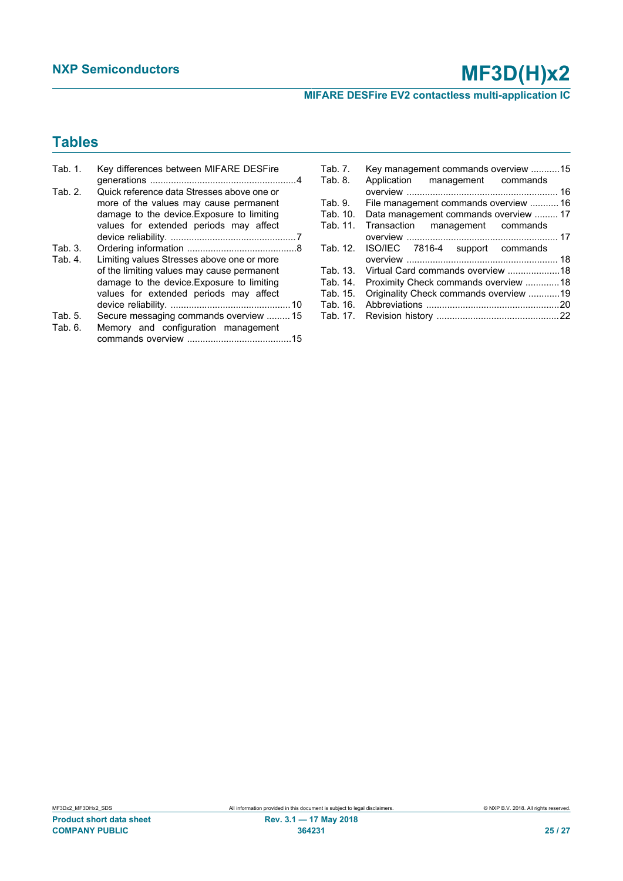## Tables

Tab. 1. Key differences between MIFARE DESFire generations ....4
Tab. 2. Quick reference data Stresses above one or more of the values may cause permanent damage to the device.Exposure to limiting values for extended periods may affect device reliability. ....7
Tab. 3. Ordering information ....8
Tab. 4. Limiting values Stresses above one or more of the limiting values may cause permanent damage to the device.Exposure to limiting values for extended periods may affect device reliability. ....10
Tab. 5. Secure messaging commands overview ....15
Tab. 6. Memory and configuration management commands overview ....15
Tab. 7. Key management commands overview ....15
Tab. 8. Application management commands overview ....16
Tab. 9. File management commands overview ....16
Tab. 10. Data management commands overview ....17
Tab. 11. Transaction management commands overview ....17
Tab. 12. ISO/IEC 7816-4 support commands overview ....18
Tab. 13. Virtual Card commands overview ....18
Tab. 14. Proximity Check commands overview ....18
Tab. 15. Originality Check commands overview ....19
Tab. 16. Abbreviations ....20
Tab. 17. Revision history ....22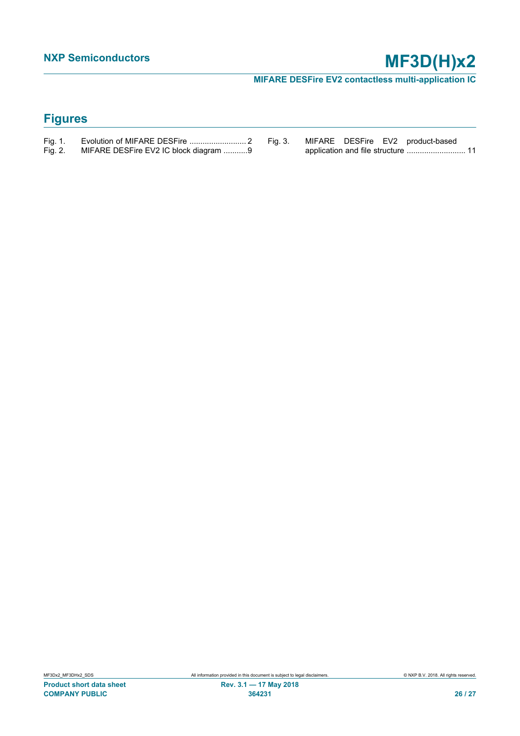## Figures

Fig. 1. Evolution of MIFARE DESFire .......................... 2

Fig. 2. MIFARE DESFire EV2 IC block diagram ...........9

Fig. 3. MIFARE DESFire EV2 product-based application and file structure ........................... 11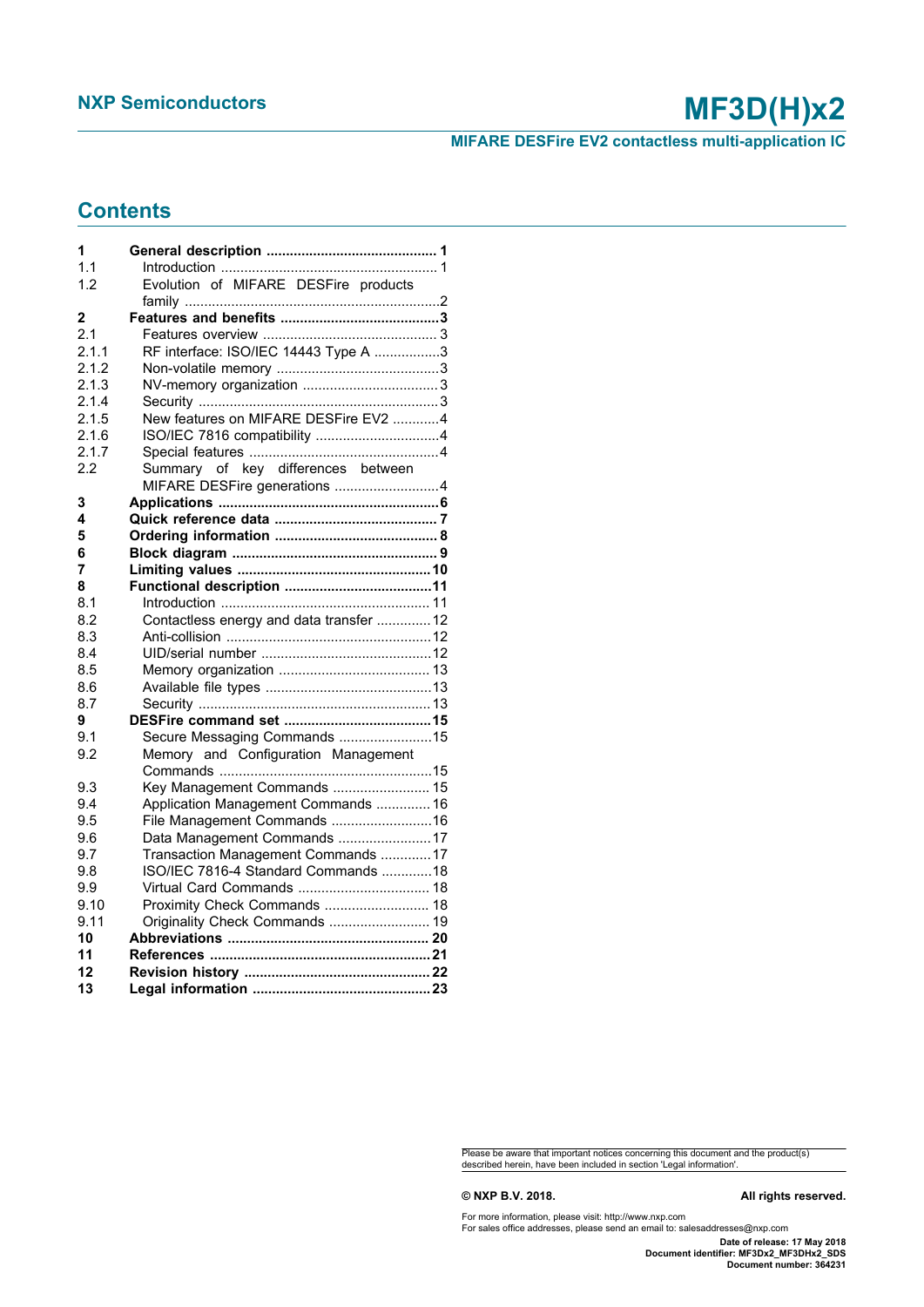## Contents

| | | |
|---|---|---|
| **1** | **General description** | **1** |
| 1.1 | Introduction | 1 |
| 1.2 | Evolution of MIFARE DESFire products family | 2 |
| **2** | **Features and benefits** | **3** |
| 2.1 | Features overview | 3 |
| 2.1.1 | RF interface: ISO/IEC 14443 Type A | 3 |
| 2.1.2 | Non-volatile memory | 3 |
| 2.1.3 | NV-memory organization | 3 |
| 2.1.4 | Security | 3 |
| 2.1.5 | New features on MIFARE DESFire EV2 | 4 |
| 2.1.6 | ISO/IEC 7816 compatibility | 4 |
| 2.1.7 | Special features | 4 |
| 2.2 | Summary of key differences between MIFARE DESFire generations | 4 |
| **3** | **Applications** | **6** |
| **4** | **Quick reference data** | **7** |
| **5** | **Ordering information** | **8** |
| **6** | **Block diagram** | **9** |
| **7** | **Limiting values** | **10** |
| **8** | **Functional description** | **11** |
| 8.1 | Introduction | 11 |
| 8.2 | Contactless energy and data transfer | 12 |
| 8.3 | Anti-collision | 12 |
| 8.4 | UID/serial number | 12 |
| 8.5 | Memory organization | 13 |
| 8.6 | Available file types | 13 |
| 8.7 | Security | 13 |
| **9** | **DESFire command set** | **15** |
| 9.1 | Secure Messaging Commands | 15 |
| 9.2 | Memory and Configuration Management Commands | 15 |
| 9.3 | Key Management Commands | 15 |
| 9.4 | Application Management Commands | 16 |
| 9.5 | File Management Commands | 16 |
| 9.6 | Data Management Commands | 17 |
| 9.7 | Transaction Management Commands | 17 |
| 9.8 | ISO/IEC 7816-4 Standard Commands | 18 |
| 9.9 | Virtual Card Commands | 18 |
| 9.10 | Proximity Check Commands | 18 |
| 9.11 | Originality Check Commands | 19 |
| **10** | **Abbreviations** | **20** |
| **11** | **References** | **21** |
| **12** | **Revision history** | **22** |
| **13** | **Legal information** | **23** |

Please be aware that important notices concerning this document and the product(s) described herein, have been included in section 'Legal information'.

**© NXP B.V. 2018.** **All rights reserved.**

For more information, please visit: http://www.nxp.com
For sales office addresses, please send an email to: salesaddresses@nxp.com

**Date of release: 17 May 2018**
**Document identifier: MF3Dx2_MF3DHx2_SDS**
**Document number: 364231**